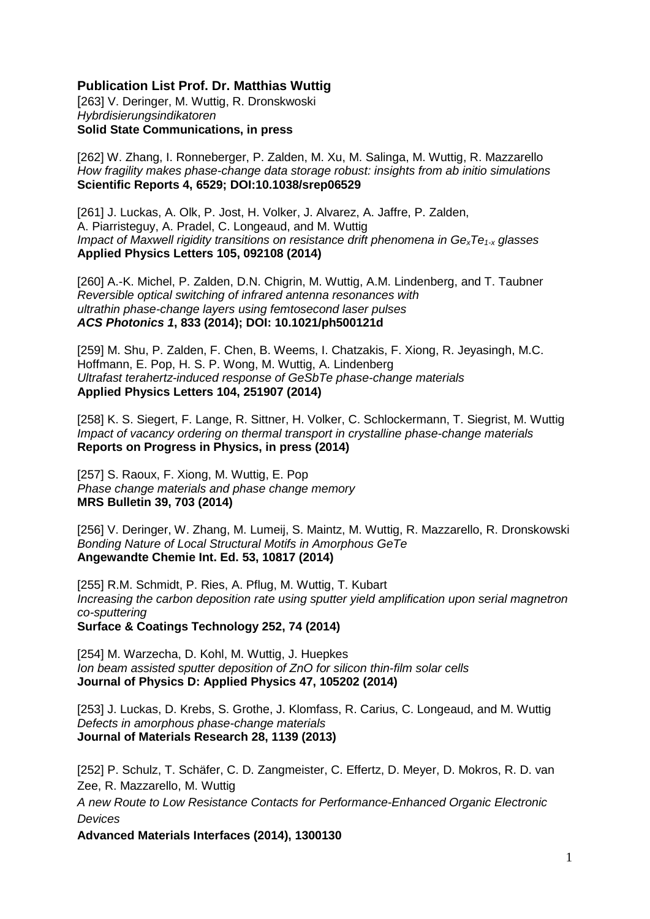**Publication List Prof. Dr. Matthias Wuttig**

[263] V. Deringer, M. Wuttig, R. Dronskwoski
*Hybrdisierungsindikatoren*
**Solid State Communications, in press**

[262] W. Zhang, I. Ronneberger, P. Zalden, M. Xu, M. Salinga, M. Wuttig, R. Mazzarello
*How fragility makes phase-change data storage robust: insights from ab initio simulations*
**Scientific Reports 4, 6529; DOI:10.1038/srep06529**

[261] J. Luckas, A. Olk, P. Jost, H. Volker, J. Alvarez, A. Jaffre, P. Zalden, A. Piarristeguy, A. Pradel, C. Longeaud, and M. Wuttig
*Impact of Maxwell rigidity transitions on resistance drift phenomena in $Ge_xTe_{1-x}$ glasses*
**Applied Physics Letters 105, 092108 (2014)**

[260] A.-K. Michel, P. Zalden, D.N. Chigrin, M. Wuttig, A.M. Lindenberg, and T. Taubner
*Reversible optical switching of infrared antenna resonances with ultrathin phase-change layers using femtosecond laser pulses*
***ACS Photonics 1*, 833 (2014); DOI: 10.1021/ph500121d**

[259] M. Shu, P. Zalden, F. Chen, B. Weems, I. Chatzakis, F. Xiong, R. Jeyasingh, M.C. Hoffmann, E. Pop, H. S. P. Wong, M. Wuttig, A. Lindenberg
*Ultrafast terahertz-induced response of GeSbTe phase-change materials*
**Applied Physics Letters 104, 251907 (2014)**

[258] K. S. Siegert, F. Lange, R. Sittner, H. Volker, C. Schlockermann, T. Siegrist, M. Wuttig
*Impact of vacancy ordering on thermal transport in crystalline phase-change materials*
**Reports on Progress in Physics, in press (2014)**

[257] S. Raoux, F. Xiong, M. Wuttig, E. Pop
*Phase change materials and phase change memory*
**MRS Bulletin 39, 703 (2014)**

[256] V. Deringer, W. Zhang, M. Lumeij, S. Maintz, M. Wuttig, R. Mazzarello, R. Dronskowski
*Bonding Nature of Local Structural Motifs in Amorphous GeTe*
**Angewandte Chemie Int. Ed. 53, 10817 (2014)**

[255] R.M. Schmidt, P. Ries, A. Pflug, M. Wuttig, T. Kubart
*Increasing the carbon deposition rate using sputter yield amplification upon serial magnetron co-sputtering*
**Surface & Coatings Technology 252, 74 (2014)**

[254] M. Warzecha, D. Kohl, M. Wuttig, J. Huepkes
*Ion beam assisted sputter deposition of ZnO for silicon thin-film solar cells*
**Journal of Physics D: Applied Physics 47, 105202 (2014)**

[253] J. Luckas, D. Krebs, S. Grothe, J. Klomfass, R. Carius, C. Longeaud, and M. Wuttig
*Defects in amorphous phase-change materials*
**Journal of Materials Research 28, 1139 (2013)**

[252] P. Schulz, T. Schäfer, C. D. Zangmeister, C. Effertz, D. Meyer, D. Mokros, R. D. van Zee, R. Mazzarello, M. Wuttig
*A new Route to Low Resistance Contacts for Performance-Enhanced Organic Electronic Devices*
**Advanced Materials Interfaces (2014), 1300130**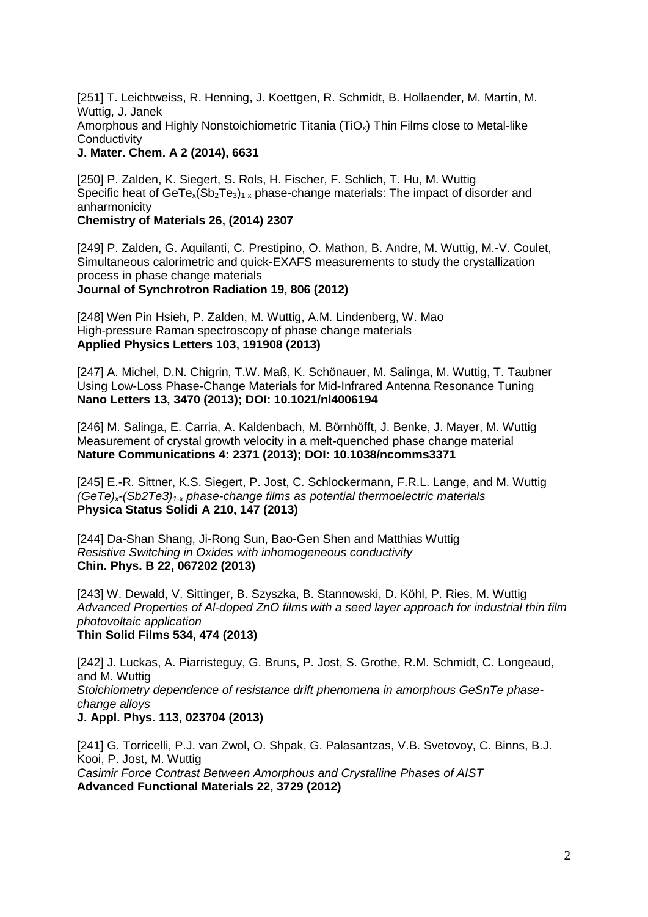[251] T. Leichtweiss, R. Henning, J. Koettgen, R. Schmidt, B. Hollaender, M. Martin, M. Wuttig, J. Janek
Amorphous and Highly Nonstoichiometric Titania ($TiO_x$) Thin Films close to Metal-like Conductivity
**J. Mater. Chem. A 2 (2014), 6631**

[250] P. Zalden, K. Siegert, S. Rols, H. Fischer, F. Schlich, T. Hu, M. Wuttig
Specific heat of $GeTe_x(Sb_2Te_3)_{1-x}$ phase-change materials: The impact of disorder and anharmonicity
**Chemistry of Materials 26, (2014) 2307**

[249] P. Zalden, G. Aquilanti, C. Prestipino, O. Mathon, B. Andre, M. Wuttig, M.-V. Coulet,
Simultaneous calorimetric and quick-EXAFS measurements to study the crystallization process in phase change materials
**Journal of Synchrotron Radiation 19, 806 (2012)**

[248] Wen Pin Hsieh, P. Zalden, M. Wuttig, A.M. Lindenberg, W. Mao
High-pressure Raman spectroscopy of phase change materials
**Applied Physics Letters 103, 191908 (2013)**

[247] A. Michel, D.N. Chigrin, T.W. Maß, K. Schönauer, M. Salinga, M. Wuttig, T. Taubner
Using Low-Loss Phase-Change Materials for Mid-Infrared Antenna Resonance Tuning
**Nano Letters 13, 3470 (2013); DOI: 10.1021/nl4006194**

[246] M. Salinga, E. Carria, A. Kaldenbach, M. Börnhöfft, J. Benke, J. Mayer, M. Wuttig
Measurement of crystal growth velocity in a melt-quenched phase change material
**Nature Communications 4: 2371 (2013); DOI: 10.1038/ncomms3371**

[245] E.-R. Sittner, K.S. Siegert, P. Jost, C. Schlockermann, F.R.L. Lange, and M. Wuttig
*$(GeTe)_x$-$(Sb2Te3)_{1-x}$ phase-change films as potential thermoelectric materials*
**Physica Status Solidi A 210, 147 (2013)**

[244] Da-Shan Shang, Ji-Rong Sun, Bao-Gen Shen and Matthias Wuttig
*Resistive Switching in Oxides with inhomogeneous conductivity*
**Chin. Phys. B 22, 067202 (2013)**

[243] W. Dewald, V. Sittinger, B. Szyszka, B. Stannowski, D. Köhl, P. Ries, M. Wuttig
*Advanced Properties of Al-doped ZnO films with a seed layer approach for industrial thin film photovoltaic application*
**Thin Solid Films 534, 474 (2013)**

[242] J. Luckas, A. Piarristeguy, G. Bruns, P. Jost, S. Grothe, R.M. Schmidt, C. Longeaud, and M. Wuttig
*Stoichiometry dependence of resistance drift phenomena in amorphous GeSnTe phase-change alloys*
**J. Appl. Phys. 113, 023704 (2013)**

[241] G. Torricelli, P.J. van Zwol, O. Shpak, G. Palasantzas, V.B. Svetovoy, C. Binns, B.J. Kooi, P. Jost, M. Wuttig
*Casimir Force Contrast Between Amorphous and Crystalline Phases of AIST*
**Advanced Functional Materials 22, 3729 (2012)**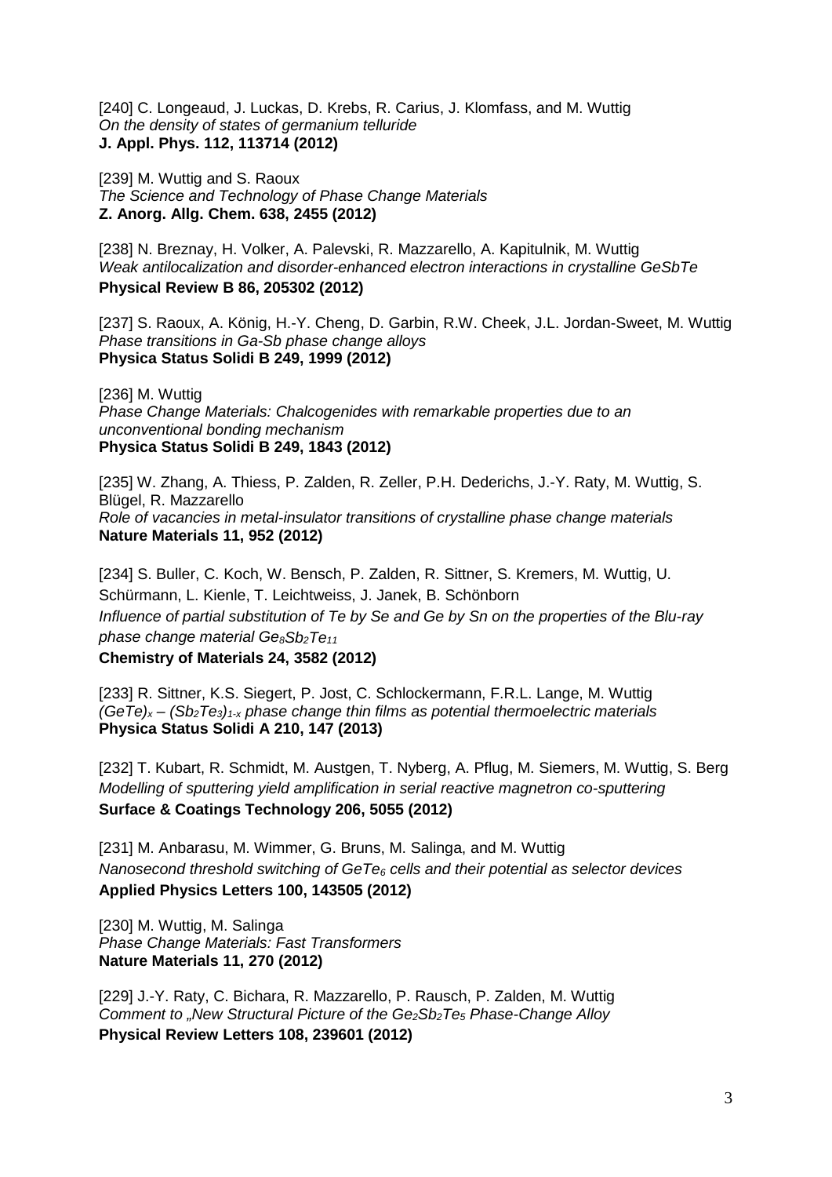[240] C. Longeaud, J. Luckas, D. Krebs, R. Carius, J. Klomfass, and M. Wuttig
*On the density of states of germanium telluride*
**J. Appl. Phys. 112, 113714 (2012)**

[239] M. Wuttig and S. Raoux
*The Science and Technology of Phase Change Materials*
**Z. Anorg. Allg. Chem. 638, 2455 (2012)**

[238] N. Breznay, H. Volker, A. Palevski, R. Mazzarello, A. Kapitulnik, M. Wuttig
*Weak antilocalization and disorder-enhanced electron interactions in crystalline GeSbTe*
**Physical Review B 86, 205302 (2012)**

[237] S. Raoux, A. König, H.-Y. Cheng, D. Garbin, R.W. Cheek, J.L. Jordan-Sweet, M. Wuttig
*Phase transitions in Ga-Sb phase change alloys*
**Physica Status Solidi B 249, 1999 (2012)**

[236] M. Wuttig
*Phase Change Materials: Chalcogenides with remarkable properties due to an unconventional bonding mechanism*
**Physica Status Solidi B 249, 1843 (2012)**

[235] W. Zhang, A. Thiess, P. Zalden, R. Zeller, P.H. Dederichs, J.-Y. Raty, M. Wuttig, S. Blügel, R. Mazzarello
*Role of vacancies in metal-insulator transitions of crystalline phase change materials*
**Nature Materials 11, 952 (2012)**

[234] S. Buller, C. Koch, W. Bensch, P. Zalden, R. Sittner, S. Kremers, M. Wuttig, U. Schürmann, L. Kienle, T. Leichtweiss, J. Janek, B. Schönborn
*Influence of partial substitution of Te by Se and Ge by Sn on the properties of the Blu-ray phase change material $Ge_8Sb_2Te_{11}$*
**Chemistry of Materials 24, 3582 (2012)**

[233] R. Sittner, K.S. Siegert, P. Jost, C. Schlockermann, F.R.L. Lange, M. Wuttig
*$(GeTe)_x – (Sb_2Te_3)_{1-x}$ phase change thin films as potential thermoelectric materials*
**Physica Status Solidi A 210, 147 (2013)**

[232] T. Kubart, R. Schmidt, M. Austgen, T. Nyberg, A. Pflug, M. Siemers, M. Wuttig, S. Berg
*Modelling of sputtering yield amplification in serial reactive magnetron co-sputtering*
**Surface & Coatings Technology 206, 5055 (2012)**

[231] M. Anbarasu, M. Wimmer, G. Bruns, M. Salinga, and M. Wuttig
*Nanosecond threshold switching of $GeTe_6$ cells and their potential as selector devices*
**Applied Physics Letters 100, 143505 (2012)**

[230] M. Wuttig, M. Salinga
*Phase Change Materials: Fast Transformers*
**Nature Materials 11, 270 (2012)**

[229] J.-Y. Raty, C. Bichara, R. Mazzarello, P. Rausch, P. Zalden, M. Wuttig
*Comment to „New Structural Picture of the $Ge_2Sb_2Te_5$ Phase-Change Alloy*
**Physical Review Letters 108, 239601 (2012)**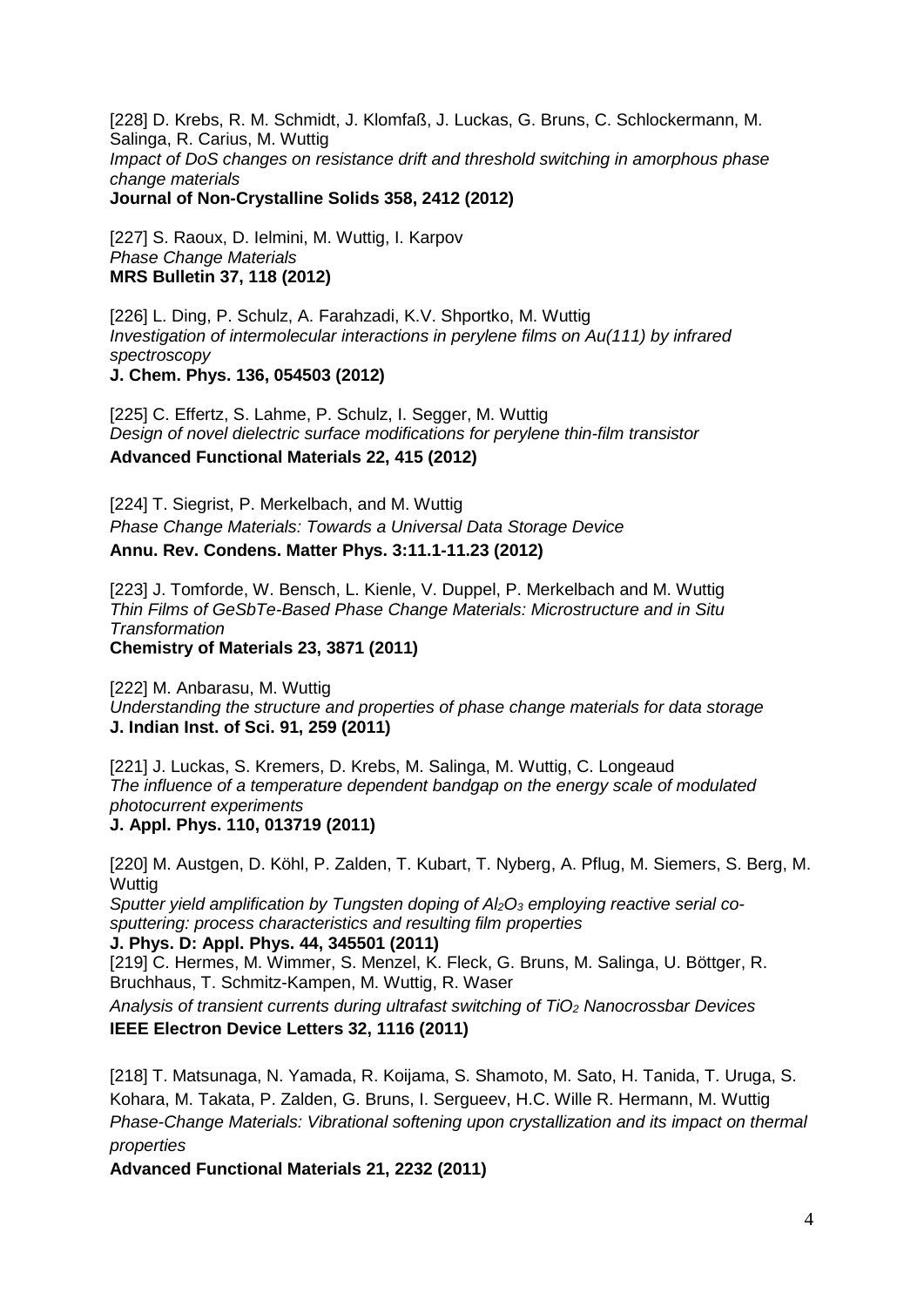[228] D. Krebs, R. M. Schmidt, J. Klomfaß, J. Luckas, G. Bruns, C. Schlockermann, M. Salinga, R. Carius, M. Wuttig
*Impact of DoS changes on resistance drift and threshold switching in amorphous phase change materials*
**Journal of Non-Crystalline Solids 358, 2412 (2012)**

[227] S. Raoux, D. Ielmini, M. Wuttig, I. Karpov
*Phase Change Materials*
**MRS Bulletin 37, 118 (2012)**

[226] L. Ding, P. Schulz, A. Farahzadi, K.V. Shportko, M. Wuttig
*Investigation of intermolecular interactions in perylene films on Au(111) by infrared spectroscopy*
**J. Chem. Phys. 136, 054503 (2012)**

[225] C. Effertz, S. Lahme, P. Schulz, I. Segger, M. Wuttig
*Design of novel dielectric surface modifications for perylene thin-film transistor*
**Advanced Functional Materials 22, 415 (2012)**

[224] T. Siegrist, P. Merkelbach, and M. Wuttig
*Phase Change Materials: Towards a Universal Data Storage Device*
**Annu. Rev. Condens. Matter Phys. 3:11.1-11.23 (2012)**

[223] J. Tomforde, W. Bensch, L. Kienle, V. Duppel, P. Merkelbach and M. Wuttig
*Thin Films of GeSbTe-Based Phase Change Materials: Microstructure and in Situ Transformation*
**Chemistry of Materials 23, 3871 (2011)**

[222] M. Anbarasu, M. Wuttig
*Understanding the structure and properties of phase change materials for data storage*
**J. Indian Inst. of Sci. 91, 259 (2011)**

[221] J. Luckas, S. Kremers, D. Krebs, M. Salinga, M. Wuttig, C. Longeaud
*The influence of a temperature dependent bandgap on the energy scale of modulated photocurrent experiments*
**J. Appl. Phys. 110, 013719 (2011)**

[220] M. Austgen, D. Köhl, P. Zalden, T. Kubart, T. Nyberg, A. Pflug, M. Siemers, S. Berg, M. Wuttig
*Sputter yield amplification by Tungsten doping of $Al_2O_3$ employing reactive serial co-sputtering: process characteristics and resulting film properties*
**J. Phys. D: Appl. Phys. 44, 345501 (2011)**

[219] C. Hermes, M. Wimmer, S. Menzel, K. Fleck, G. Bruns, M. Salinga, U. Böttger, R. Bruchhaus, T. Schmitz-Kampen, M. Wuttig, R. Waser
*Analysis of transient currents during ultrafast switching of $TiO_2$ Nanocrossbar Devices*
**IEEE Electron Device Letters 32, 1116 (2011)**

[218] T. Matsunaga, N. Yamada, R. Koijama, S. Shamoto, M. Sato, H. Tanida, T. Uruga, S. Kohara, M. Takata, P. Zalden, G. Bruns, I. Sergueev, H.C. Wille R. Hermann, M. Wuttig
*Phase-Change Materials: Vibrational softening upon crystallization and its impact on thermal properties*
**Advanced Functional Materials 21, 2232 (2011)**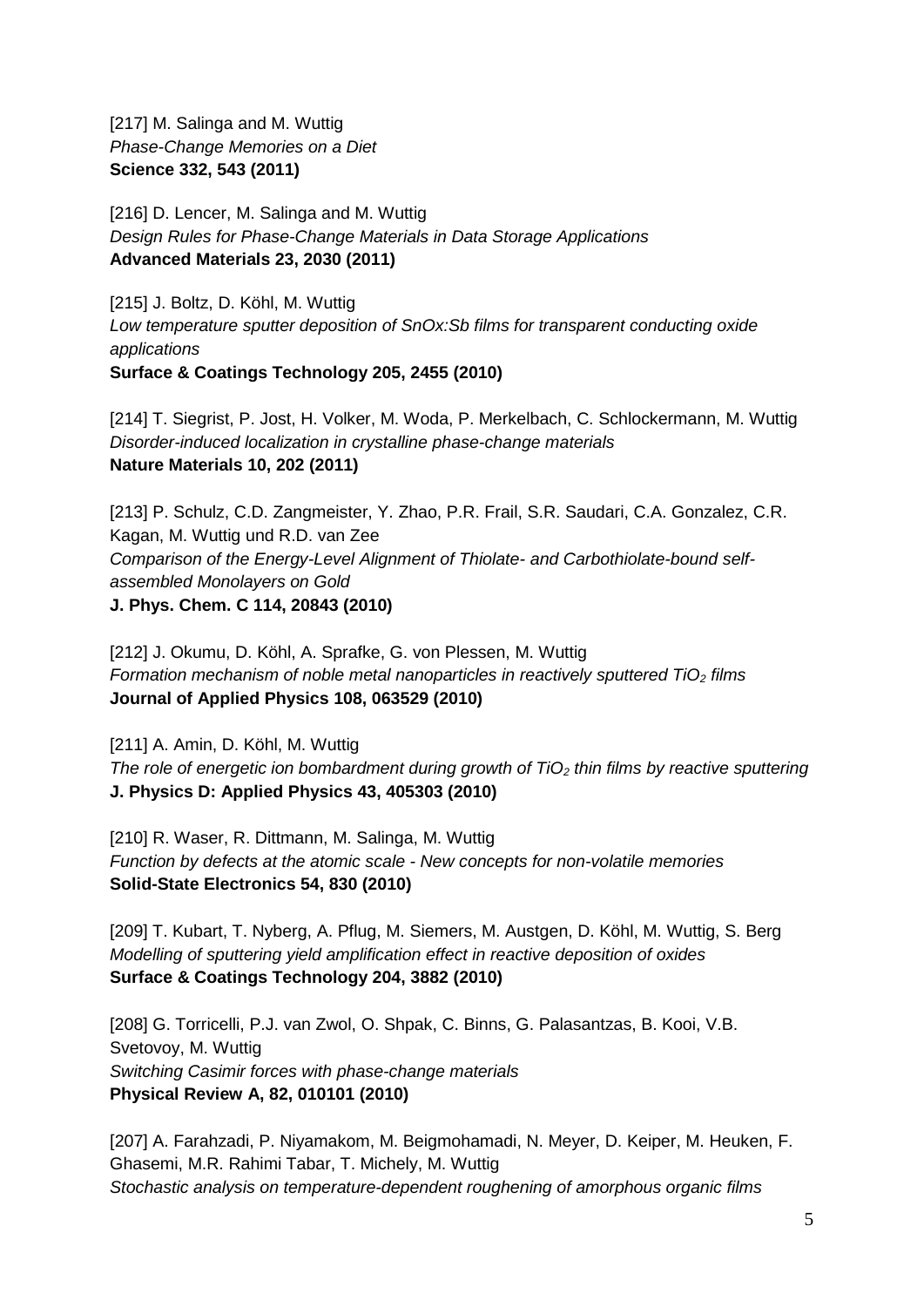[217] M. Salinga and M. Wuttig
*Phase-Change Memories on a Diet*
**Science 332, 543 (2011)**

[216] D. Lencer, M. Salinga and M. Wuttig
*Design Rules for Phase-Change Materials in Data Storage Applications*
**Advanced Materials 23, 2030 (2011)**

[215] J. Boltz, D. Köhl, M. Wuttig
*Low temperature sputter deposition of SnOx:Sb films for transparent conducting oxide applications*
**Surface & Coatings Technology 205, 2455 (2010)**

[214] T. Siegrist, P. Jost, H. Volker, M. Woda, P. Merkelbach, C. Schlockermann, M. Wuttig
*Disorder-induced localization in crystalline phase-change materials*
**Nature Materials 10, 202 (2011)**

[213] P. Schulz, C.D. Zangmeister, Y. Zhao, P.R. Frail, S.R. Saudari, C.A. Gonzalez, C.R. Kagan, M. Wuttig und R.D. van Zee
*Comparison of the Energy-Level Alignment of Thiolate- and Carbothiolate-bound self-assembled Monolayers on Gold*
**J. Phys. Chem. C 114, 20843 (2010)**

[212] J. Okumu, D. Köhl, A. Sprafke, G. von Plessen, M. Wuttig
*Formation mechanism of noble metal nanoparticles in reactively sputtered $TiO_2$ films*
**Journal of Applied Physics 108, 063529 (2010)**

[211] A. Amin, D. Köhl, M. Wuttig
*The role of energetic ion bombardment during growth of $TiO_2$ thin films by reactive sputtering*
**J. Physics D: Applied Physics 43, 405303 (2010)**

[210] R. Waser, R. Dittmann, M. Salinga, M. Wuttig
*Function by defects at the atomic scale - New concepts for non-volatile memories*
**Solid-State Electronics 54, 830 (2010)**

[209] T. Kubart, T. Nyberg, A. Pflug, M. Siemers, M. Austgen, D. Köhl, M. Wuttig, S. Berg
*Modelling of sputtering yield amplification effect in reactive deposition of oxides*
**Surface & Coatings Technology 204, 3882 (2010)**

[208] G. Torricelli, P.J. van Zwol, O. Shpak, C. Binns, G. Palasantzas, B. Kooi, V.B. Svetovoy, M. Wuttig
*Switching Casimir forces with phase-change materials*
**Physical Review A, 82, 010101 (2010)**

[207] A. Farahzadi, P. Niyamakom, M. Beigmohamadi, N. Meyer, D. Keiper, M. Heuken, F. Ghasemi, M.R. Rahimi Tabar, T. Michely, M. Wuttig
*Stochastic analysis on temperature-dependent roughening of amorphous organic films*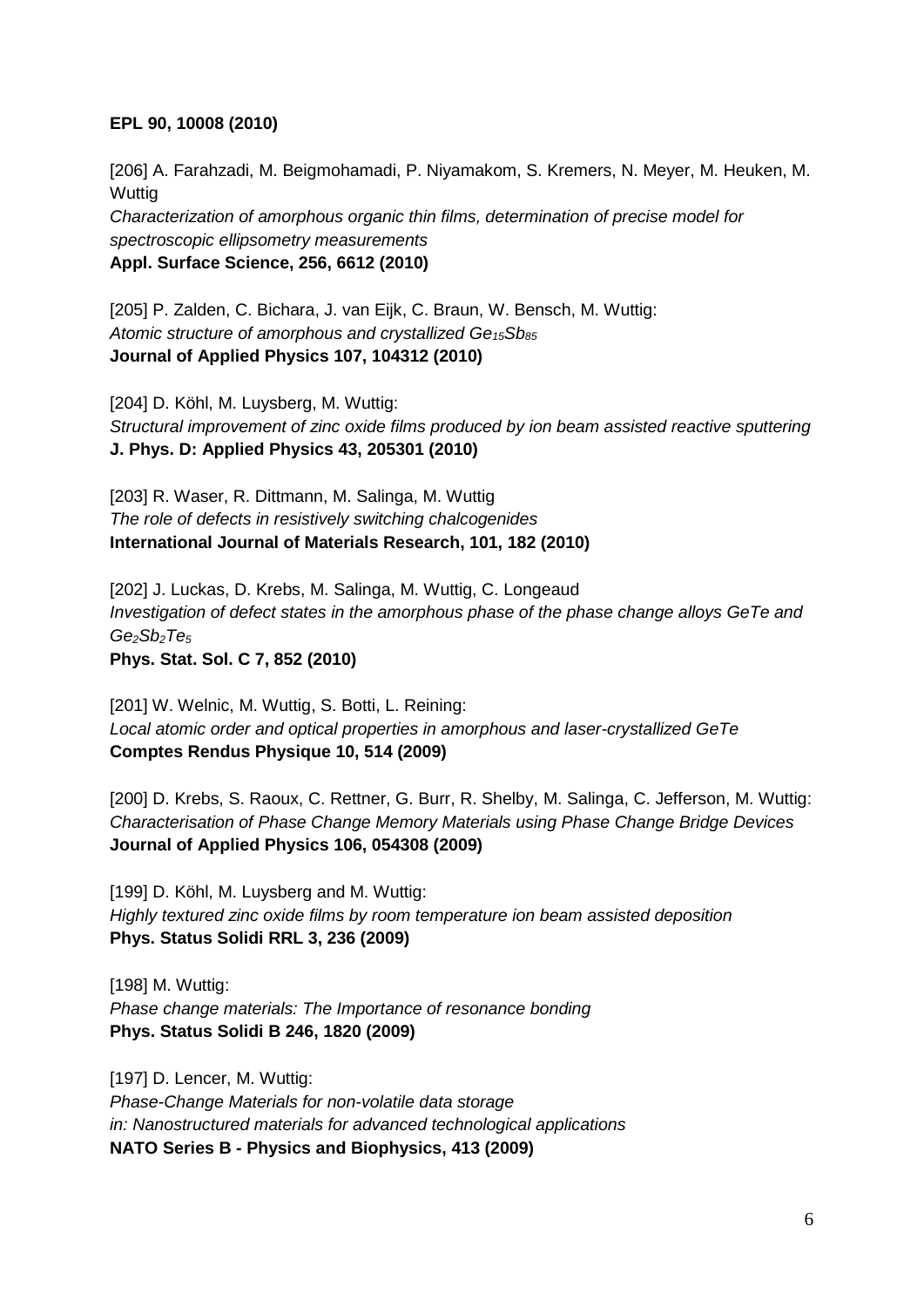**EPL 90, 10008 (2010)**

[206] A. Farahzadi, M. Beigmohamadi, P. Niyamakom, S. Kremers, N. Meyer, M. Heuken, M. Wuttig
*Characterization of amorphous organic thin films, determination of precise model for spectroscopic ellipsometry measurements*
**Appl. Surface Science, 256, 6612 (2010)**

[205] P. Zalden, C. Bichara, J. van Eijk, C. Braun, W. Bensch, M. Wuttig:
*Atomic structure of amorphous and crystallized* $Ge_{15}Sb_{85}$
**Journal of Applied Physics 107, 104312 (2010)**

[204] D. Köhl, M. Luysberg, M. Wuttig:
*Structural improvement of zinc oxide films produced by ion beam assisted reactive sputtering*
**J. Phys. D: Applied Physics 43, 205301 (2010)**

[203] R. Waser, R. Dittmann, M. Salinga, M. Wuttig
*The role of defects in resistively switching chalcogenides*
**International Journal of Materials Research, 101, 182 (2010)**

[202] J. Luckas, D. Krebs, M. Salinga, M. Wuttig, C. Longeaud
*Investigation of defect states in the amorphous phase of the phase change alloys GeTe and* $Ge_2Sb_2Te_5$
**Phys. Stat. Sol. C 7, 852 (2010)**

[201] W. Welnic, M. Wuttig, S. Botti, L. Reining:
*Local atomic order and optical properties in amorphous and laser-crystallized GeTe*
**Comptes Rendus Physique 10, 514 (2009)**

[200] D. Krebs, S. Raoux, C. Rettner, G. Burr, R. Shelby, M. Salinga, C. Jefferson, M. Wuttig:
*Characterisation of Phase Change Memory Materials using Phase Change Bridge Devices*
**Journal of Applied Physics 106, 054308 (2009)**

[199] D. Köhl, M. Luysberg and M. Wuttig:
*Highly textured zinc oxide films by room temperature ion beam assisted deposition*
**Phys. Status Solidi RRL 3, 236 (2009)**

[198] M. Wuttig:
*Phase change materials: The Importance of resonance bonding*
**Phys. Status Solidi B 246, 1820 (2009)**

[197] D. Lencer, M. Wuttig:
*Phase-Change Materials for non-volatile data storage*
*in: Nanostructured materials for advanced technological applications*
**NATO Series B - Physics and Biophysics, 413 (2009)**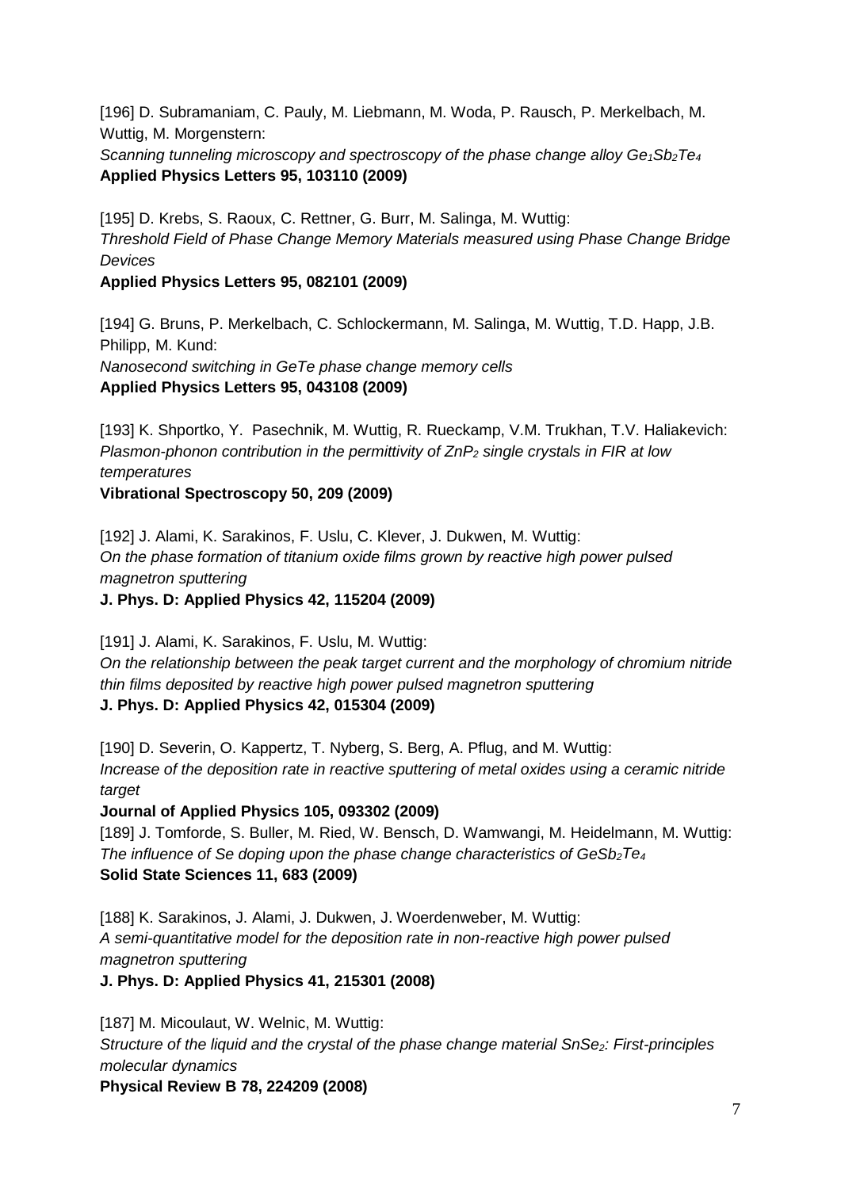[196] D. Subramaniam, C. Pauly, M. Liebmann, M. Woda, P. Rausch, P. Merkelbach, M. Wuttig, M. Morgenstern:
*Scanning tunneling microscopy and spectroscopy of the phase change alloy $Ge_1Sb_2Te_4$*
**Applied Physics Letters 95, 103110 (2009)**

[195] D. Krebs, S. Raoux, C. Rettner, G. Burr, M. Salinga, M. Wuttig:
*Threshold Field of Phase Change Memory Materials measured using Phase Change Bridge Devices*
**Applied Physics Letters 95, 082101 (2009)**

[194] G. Bruns, P. Merkelbach, C. Schlockermann, M. Salinga, M. Wuttig, T.D. Happ, J.B. Philipp, M. Kund:
*Nanosecond switching in GeTe phase change memory cells*
**Applied Physics Letters 95, 043108 (2009)**

[193] K. Shportko, Y. Pasechnik, M. Wuttig, R. Rueckamp, V.M. Trukhan, T.V. Haliakevich:
*Plasmon-phonon contribution in the permittivity of $ZnP_2$ single crystals in FIR at low temperatures*
**Vibrational Spectroscopy 50, 209 (2009)**

[192] J. Alami, K. Sarakinos, F. Uslu, C. Klever, J. Dukwen, M. Wuttig:
*On the phase formation of titanium oxide films grown by reactive high power pulsed magnetron sputtering*
**J. Phys. D: Applied Physics 42, 115204 (2009)**

[191] J. Alami, K. Sarakinos, F. Uslu, M. Wuttig:
*On the relationship between the peak target current and the morphology of chromium nitride thin films deposited by reactive high power pulsed magnetron sputtering*
**J. Phys. D: Applied Physics 42, 015304 (2009)**

[190] D. Severin, O. Kappertz, T. Nyberg, S. Berg, A. Pflug, and M. Wuttig:
*Increase of the deposition rate in reactive sputtering of metal oxides using a ceramic nitride target*
**Journal of Applied Physics 105, 093302 (2009)**

[189] J. Tomforde, S. Buller, M. Ried, W. Bensch, D. Wamwangi, M. Heidelmann, M. Wuttig:
*The influence of Se doping upon the phase change characteristics of $GeSb_2Te_4$*
**Solid State Sciences 11, 683 (2009)**

[188] K. Sarakinos, J. Alami, J. Dukwen, J. Woerdenweber, M. Wuttig:
*A semi-quantitative model for the deposition rate in non-reactive high power pulsed magnetron sputtering*
**J. Phys. D: Applied Physics 41, 215301 (2008)**

[187] M. Micoulaut, W. Welnic, M. Wuttig:
*Structure of the liquid and the crystal of the phase change material $SnSe_2$: First-principles molecular dynamics*
**Physical Review B 78, 224209 (2008)**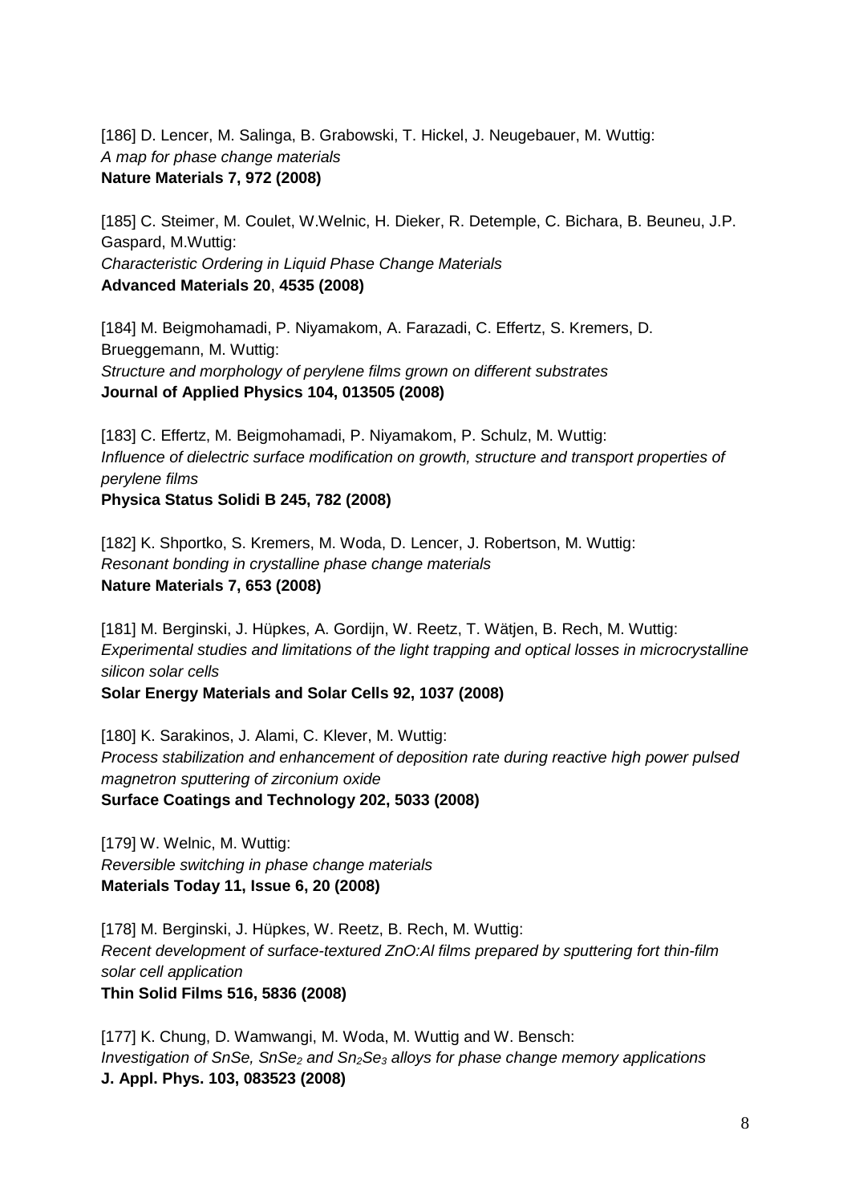[186] D. Lencer, M. Salinga, B. Grabowski, T. Hickel, J. Neugebauer, M. Wuttig:
*A map for phase change materials*
**Nature Materials 7, 972 (2008)**

[185] C. Steimer, M. Coulet, W.Welnic, H. Dieker, R. Detemple, C. Bichara, B. Beuneu, J.P. Gaspard, M.Wuttig:
*Characteristic Ordering in Liquid Phase Change Materials*
**Advanced Materials 20**, **4535 (2008)**

[184] M. Beigmohamadi, P. Niyamakom, A. Farazadi, C. Effertz, S. Kremers, D. Brueggemann, M. Wuttig:
*Structure and morphology of perylene films grown on different substrates*
**Journal of Applied Physics 104, 013505 (2008)**

[183] C. Effertz, M. Beigmohamadi, P. Niyamakom, P. Schulz, M. Wuttig:
*Influence of dielectric surface modification on growth, structure and transport properties of perylene films*
**Physica Status Solidi B 245, 782 (2008)**

[182] K. Shportko, S. Kremers, M. Woda, D. Lencer, J. Robertson, M. Wuttig:
*Resonant bonding in crystalline phase change materials*
**Nature Materials 7, 653 (2008)**

[181] M. Berginski, J. Hüpkes, A. Gordijn, W. Reetz, T. Wätjen, B. Rech, M. Wuttig:
*Experimental studies and limitations of the light trapping and optical losses in microcrystalline silicon solar cells*
**Solar Energy Materials and Solar Cells 92, 1037 (2008)**

[180] K. Sarakinos, J. Alami, C. Klever, M. Wuttig:
*Process stabilization and enhancement of deposition rate during reactive high power pulsed magnetron sputtering of zirconium oxide*
**Surface Coatings and Technology 202, 5033 (2008)**

[179] W. Welnic, M. Wuttig:
*Reversible switching in phase change materials*
**Materials Today 11, Issue 6, 20 (2008)**

[178] M. Berginski, J. Hüpkes, W. Reetz, B. Rech, M. Wuttig:
*Recent development of surface-textured ZnO:Al films prepared by sputtering fort thin-film solar cell application*
**Thin Solid Films 516, 5836 (2008)**

[177] K. Chung, D. Wamwangi, M. Woda, M. Wuttig and W. Bensch:
*Investigation of SnSe, $SnSe_2$ and $Sn_2Se_3$ alloys for phase change memory applications*
**J. Appl. Phys. 103, 083523 (2008)**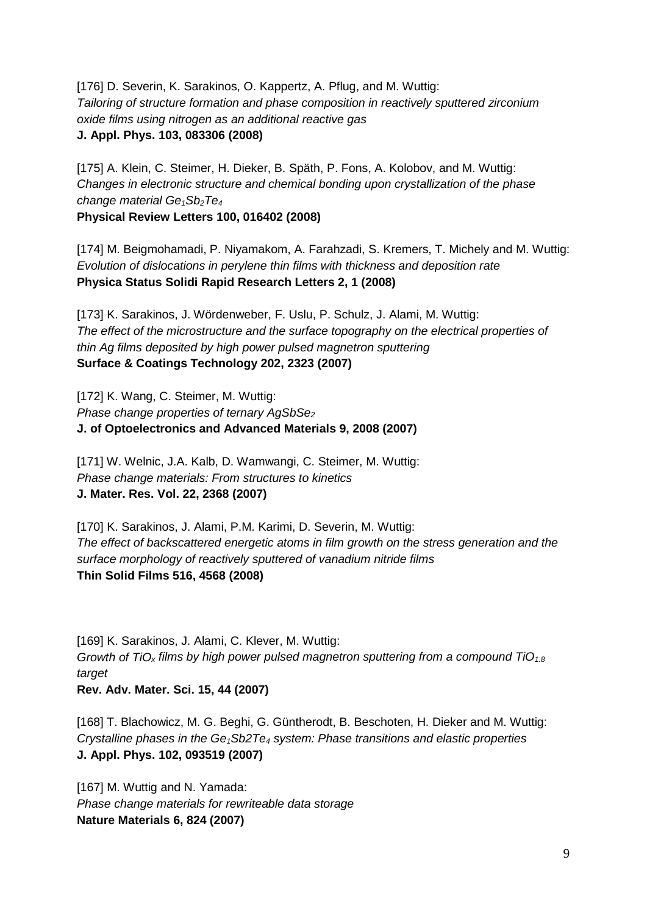[176] D. Severin, K. Sarakinos, O. Kappertz, A. Pflug, and M. Wuttig:
*Tailoring of structure formation and phase composition in reactively sputtered zirconium oxide films using nitrogen as an additional reactive gas*
**J. Appl. Phys. 103, 083306 (2008)**

[175] A. Klein, C. Steimer, H. Dieker, B. Späth, P. Fons, A. Kolobov, and M. Wuttig:
*Changes in electronic structure and chemical bonding upon crystallization of the phase change material $Ge_1Sb_2Te_4$*
**Physical Review Letters 100, 016402 (2008)**

[174] M. Beigmohamadi, P. Niyamakom, A. Farahzadi, S. Kremers, T. Michely and M. Wuttig:
*Evolution of dislocations in perylene thin films with thickness and deposition rate*
**Physica Status Solidi Rapid Research Letters 2, 1 (2008)**

[173] K. Sarakinos, J. Wördenweber, F. Uslu, P. Schulz, J. Alami, M. Wuttig:
*The effect of the microstructure and the surface topography on the electrical properties of thin Ag films deposited by high power pulsed magnetron sputtering*
**Surface & Coatings Technology 202, 2323 (2007)**

[172] K. Wang, C. Steimer, M. Wuttig:
*Phase change properties of ternary $AgSbSe_2$*
**J. of Optoelectronics and Advanced Materials 9, 2008 (2007)**

[171] W. Welnic, J.A. Kalb, D. Wamwangi, C. Steimer, M. Wuttig:
*Phase change materials: From structures to kinetics*
**J. Mater. Res. Vol. 22, 2368 (2007)**

[170] K. Sarakinos, J. Alami, P.M. Karimi, D. Severin, M. Wuttig:
*The effect of backscattered energetic atoms in film growth on the stress generation and the surface morphology of reactively sputtered of vanadium nitride films*
**Thin Solid Films 516, 4568 (2008)**

[169] K. Sarakinos, J. Alami, C. Klever, M. Wuttig:
*Growth of $TiO_x$ films by high power pulsed magnetron sputtering from a compound $TiO_{1.8}$ target*
**Rev. Adv. Mater. Sci. 15, 44 (2007)**

[168] T. Blachowicz, M. G. Beghi, G. Güntherodt, B. Beschoten, H. Dieker and M. Wuttig:
*Crystalline phases in the $Ge_1Sb_2Te_4$ system: Phase transitions and elastic properties*
**J. Appl. Phys. 102, 093519 (2007)**

[167] M. Wuttig and N. Yamada:
*Phase change materials for rewriteable data storage*
**Nature Materials 6, 824 (2007)**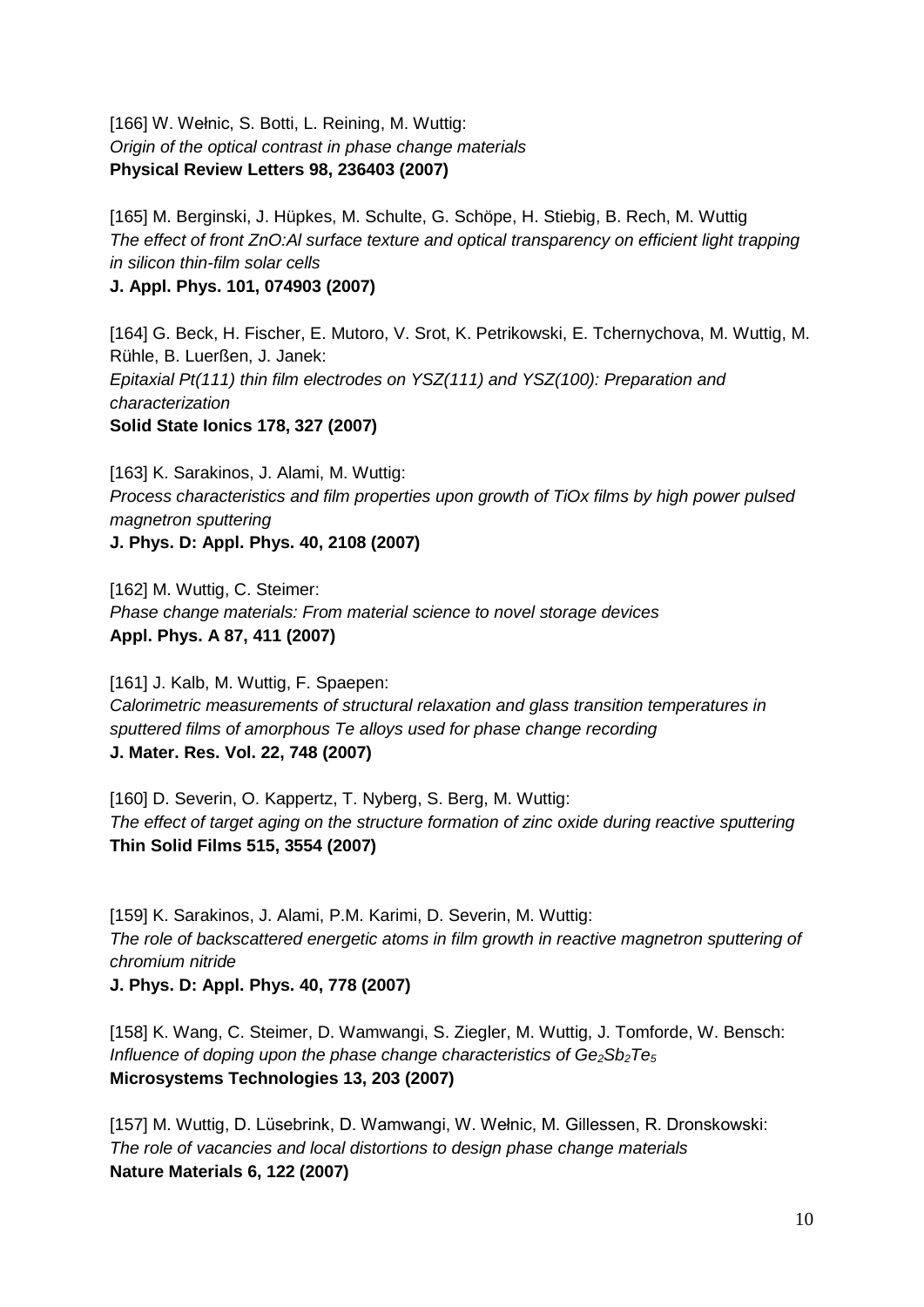[166] W. Wełnic, S. Botti, L. Reining, M. Wuttig:
*Origin of the optical contrast in phase change materials*
**Physical Review Letters 98, 236403 (2007)**

[165] M. Berginski, J. Hüpkes, M. Schulte, G. Schöpe, H. Stiebig, B. Rech, M. Wuttig
*The effect of front ZnO:Al surface texture and optical transparency on efficient light trapping in silicon thin-film solar cells*
**J. Appl. Phys. 101, 074903 (2007)**

[164] G. Beck, H. Fischer, E. Mutoro, V. Srot, K. Petrikowski, E. Tchernychova, M. Wuttig, M. Rühle, B. Luerßen, J. Janek:
*Epitaxial Pt(111) thin film electrodes on YSZ(111) and YSZ(100): Preparation and characterization*
**Solid State Ionics 178, 327 (2007)**

[163] K. Sarakinos, J. Alami, M. Wuttig:
*Process characteristics and film properties upon growth of TiOx films by high power pulsed magnetron sputtering*
**J. Phys. D: Appl. Phys. 40, 2108 (2007)**

[162] M. Wuttig, C. Steimer:
*Phase change materials: From material science to novel storage devices*
**Appl. Phys. A 87, 411 (2007)**

[161] J. Kalb, M. Wuttig, F. Spaepen:
*Calorimetric measurements of structural relaxation and glass transition temperatures in sputtered films of amorphous Te alloys used for phase change recording*
**J. Mater. Res. Vol. 22, 748 (2007)**

[160] D. Severin, O. Kappertz, T. Nyberg, S. Berg, M. Wuttig:
*The effect of target aging on the structure formation of zinc oxide during reactive sputtering*
**Thin Solid Films 515, 3554 (2007)**

[159] K. Sarakinos, J. Alami, P.M. Karimi, D. Severin, M. Wuttig:
*The role of backscattered energetic atoms in film growth in reactive magnetron sputtering of chromium nitride*
**J. Phys. D: Appl. Phys. 40, 778 (2007)**

[158] K. Wang, C. Steimer, D. Wamwangi, S. Ziegler, M. Wuttig, J. Tomforde, W. Bensch:
*Influence of doping upon the phase change characteristics of $Ge_2Sb_2Te_5$*
**Microsystems Technologies 13, 203 (2007)**

[157] M. Wuttig, D. Lüsebrink, D. Wamwangi, W. Wełnic, M. Gillessen, R. Dronskowski:
*The role of vacancies and local distortions to design phase change materials*
**Nature Materials 6, 122 (2007)**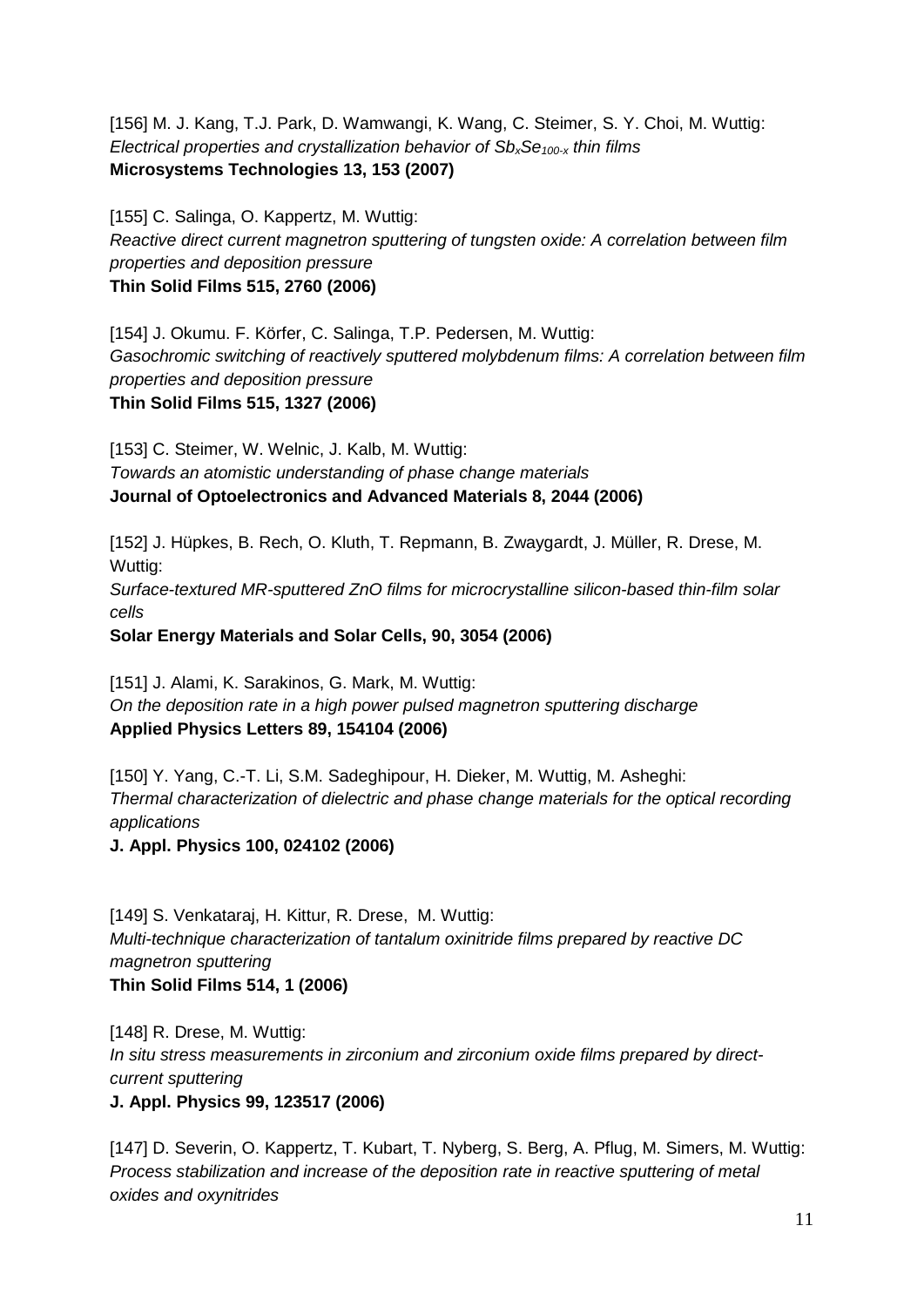[156] M. J. Kang, T.J. Park, D. Wamwangi, K. Wang, C. Steimer, S. Y. Choi, M. Wuttig:
*Electrical properties and crystallization behavior of $Sb_xSe_{100-x}$ thin films*
**Microsystems Technologies 13, 153 (2007)**

[155] C. Salinga, O. Kappertz, M. Wuttig:
*Reactive direct current magnetron sputtering of tungsten oxide: A correlation between film properties and deposition pressure*
**Thin Solid Films 515, 2760 (2006)**

[154] J. Okumu. F. Körfer, C. Salinga, T.P. Pedersen, M. Wuttig:
*Gasochromic switching of reactively sputtered molybdenum films: A correlation between film properties and deposition pressure*
**Thin Solid Films 515, 1327 (2006)**

[153] C. Steimer, W. Welnic, J. Kalb, M. Wuttig:
*Towards an atomistic understanding of phase change materials*
**Journal of Optoelectronics and Advanced Materials 8, 2044 (2006)**

[152] J. Hüpkes, B. Rech, O. Kluth, T. Repmann, B. Zwaygardt, J. Müller, R. Drese, M. Wuttig:
*Surface-textured MR-sputtered ZnO films for microcrystalline silicon-based thin-film solar cells*
**Solar Energy Materials and Solar Cells, 90, 3054 (2006)**

[151] J. Alami, K. Sarakinos, G. Mark, M. Wuttig:
*On the deposition rate in a high power pulsed magnetron sputtering discharge*
**Applied Physics Letters 89, 154104 (2006)**

[150] Y. Yang, C.-T. Li, S.M. Sadeghipour, H. Dieker, M. Wuttig, M. Asheghi:
*Thermal characterization of dielectric and phase change materials for the optical recording applications*
**J. Appl. Physics 100, 024102 (2006)**

[149] S. Venkataraj, H. Kittur, R. Drese, M. Wuttig:
*Multi-technique characterization of tantalum oxinitride films prepared by reactive DC magnetron sputtering*
**Thin Solid Films 514, 1 (2006)**

[148] R. Drese, M. Wuttig:
*In situ stress measurements in zirconium and zirconium oxide films prepared by direct-current sputtering*
**J. Appl. Physics 99, 123517 (2006)**

[147] D. Severin, O. Kappertz, T. Kubart, T. Nyberg, S. Berg, A. Pflug, M. Simers, M. Wuttig:
*Process stabilization and increase of the deposition rate in reactive sputtering of metal oxides and oxynitrides*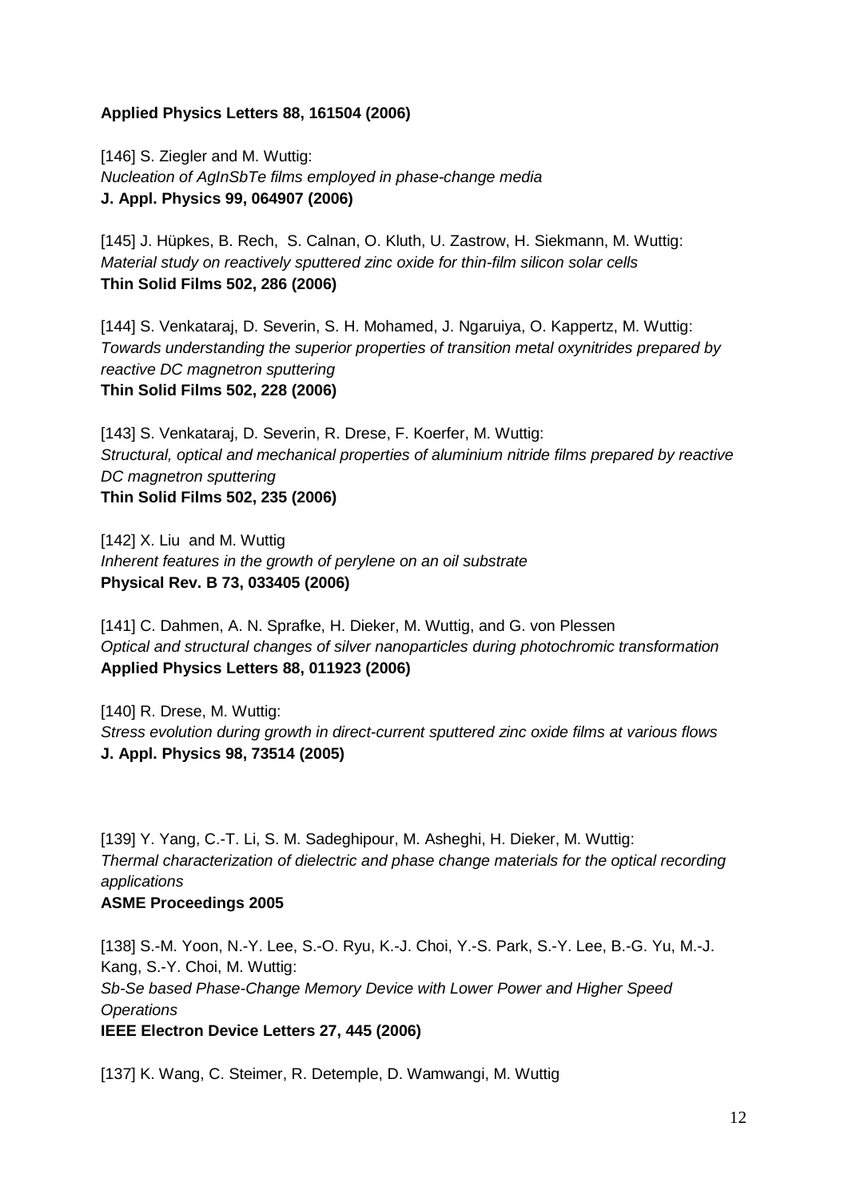**Applied Physics Letters 88, 161504 (2006)**

[146] S. Ziegler and M. Wuttig:
*Nucleation of AgInSbTe films employed in phase-change media*
**J. Appl. Physics 99, 064907 (2006)**

[145] J. Hüpkes, B. Rech, S. Calnan, O. Kluth, U. Zastrow, H. Siekmann, M. Wuttig:
*Material study on reactively sputtered zinc oxide for thin-film silicon solar cells*
**Thin Solid Films 502, 286 (2006)**

[144] S. Venkataraj, D. Severin, S. H. Mohamed, J. Ngaruiya, O. Kappertz, M. Wuttig:
*Towards understanding the superior properties of transition metal oxynitrides prepared by reactive DC magnetron sputtering*
**Thin Solid Films 502, 228 (2006)**

[143] S. Venkataraj, D. Severin, R. Drese, F. Koerfer, M. Wuttig:
*Structural, optical and mechanical properties of aluminium nitride films prepared by reactive DC magnetron sputtering*
**Thin Solid Films 502, 235 (2006)**

[142] X. Liu and M. Wuttig
*Inherent features in the growth of perylene on an oil substrate*
**Physical Rev. B 73, 033405 (2006)**

[141] C. Dahmen, A. N. Sprafke, H. Dieker, M. Wuttig, and G. von Plessen
*Optical and structural changes of silver nanoparticles during photochromic transformation*
**Applied Physics Letters 88, 011923 (2006)**

[140] R. Drese, M. Wuttig:
*Stress evolution during growth in direct-current sputtered zinc oxide films at various flows*
**J. Appl. Physics 98, 73514 (2005)**

[139] Y. Yang, C.-T. Li, S. M. Sadeghipour, M. Asheghi, H. Dieker, M. Wuttig:
*Thermal characterization of dielectric and phase change materials for the optical recording applications*
**ASME Proceedings 2005**

[138] S.-M. Yoon, N.-Y. Lee, S.-O. Ryu, K.-J. Choi, Y.-S. Park, S.-Y. Lee, B.-G. Yu, M.-J. Kang, S.-Y. Choi, M. Wuttig:
*Sb-Se based Phase-Change Memory Device with Lower Power and Higher Speed Operations*
**IEEE Electron Device Letters 27, 445 (2006)**

[137] K. Wang, C. Steimer, R. Detemple, D. Wamwangi, M. Wuttig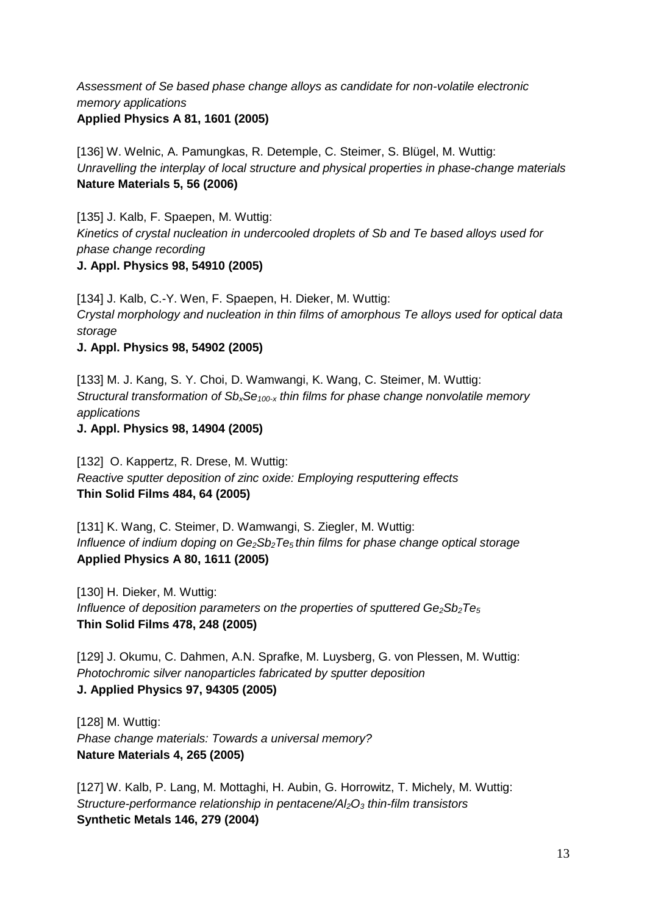*Assessment of Se based phase change alloys as candidate for non-volatile electronic memory applications*
**Applied Physics A 81, 1601 (2005)**

[136] W. Welnic, A. Pamungkas, R. Detemple, C. Steimer, S. Blügel, M. Wuttig:
*Unravelling the interplay of local structure and physical properties in phase-change materials*
**Nature Materials 5, 56 (2006)**

[135] J. Kalb, F. Spaepen, M. Wuttig:
*Kinetics of crystal nucleation in undercooled droplets of Sb and Te based alloys used for phase change recording*
**J. Appl. Physics 98, 54910 (2005)**

[134] J. Kalb, C.-Y. Wen, F. Spaepen, H. Dieker, M. Wuttig:
*Crystal morphology and nucleation in thin films of amorphous Te alloys used for optical data storage*
**J. Appl. Physics 98, 54902 (2005)**

[133] M. J. Kang, S. Y. Choi, D. Wamwangi, K. Wang, C. Steimer, M. Wuttig:
*Structural transformation of $Sb_xSe_{100-x}$ thin films for phase change nonvolatile memory applications*
**J. Appl. Physics 98, 14904 (2005)**

[132] O. Kappertz, R. Drese, M. Wuttig:
*Reactive sputter deposition of zinc oxide: Employing resputtering effects*
**Thin Solid Films 484, 64 (2005)**

[131] K. Wang, C. Steimer, D. Wamwangi, S. Ziegler, M. Wuttig:
*Influence of indium doping on $Ge_2Sb_2Te_5$ thin films for phase change optical storage*
**Applied Physics A 80, 1611 (2005)**

[130] H. Dieker, M. Wuttig:
*Influence of deposition parameters on the properties of sputtered $Ge_2Sb_2Te_5$*
**Thin Solid Films 478, 248 (2005)**

[129] J. Okumu, C. Dahmen, A.N. Sprafke, M. Luysberg, G. von Plessen, M. Wuttig:
*Photochromic silver nanoparticles fabricated by sputter deposition*
**J. Applied Physics 97, 94305 (2005)**

[128] M. Wuttig:
*Phase change materials: Towards a universal memory?*
**Nature Materials 4, 265 (2005)**

[127] W. Kalb, P. Lang, M. Mottaghi, H. Aubin, G. Horrowitz, T. Michely, M. Wuttig:
*Structure-performance relationship in pentacene/$Al_2O_3$ thin-film transistors*
**Synthetic Metals 146, 279 (2004)**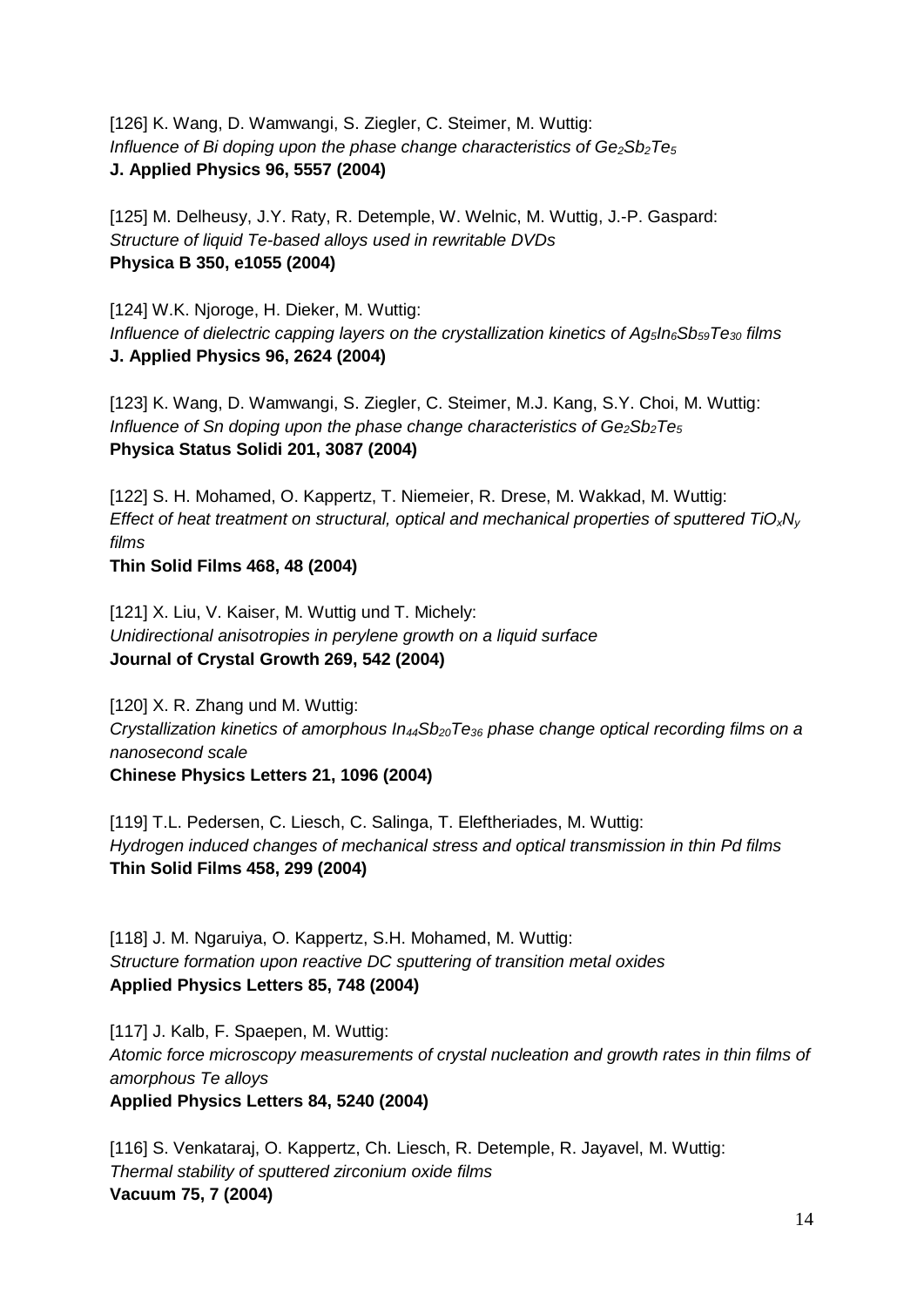[126] K. Wang, D. Wamwangi, S. Ziegler, C. Steimer, M. Wuttig:
*Influence of Bi doping upon the phase change characteristics of* $Ge_2Sb_2Te_5$
**J. Applied Physics 96, 5557 (2004)**

[125] M. Delheusy, J.Y. Raty, R. Detemple, W. Welnic, M. Wuttig, J.-P. Gaspard:
*Structure of liquid Te-based alloys used in rewritable DVDs*
**Physica B 350, e1055 (2004)**

[124] W.K. Njoroge, H. Dieker, M. Wuttig:
*Influence of dielectric capping layers on the crystallization kinetics of* $Ag_5In_6Sb_{59}Te_{30}$ *films*
**J. Applied Physics 96, 2624 (2004)**

[123] K. Wang, D. Wamwangi, S. Ziegler, C. Steimer, M.J. Kang, S.Y. Choi, M. Wuttig:
*Influence of Sn doping upon the phase change characteristics of* $Ge_2Sb_2Te_5$
**Physica Status Solidi 201, 3087 (2004)**

[122] S. H. Mohamed, O. Kappertz, T. Niemeier, R. Drese, M. Wakkad, M. Wuttig:
*Effect of heat treatment on structural, optical and mechanical properties of sputtered* $TiO_xN_y$ *films*
**Thin Solid Films 468, 48 (2004)**

[121] X. Liu, V. Kaiser, M. Wuttig und T. Michely:
*Unidirectional anisotropies in perylene growth on a liquid surface*
**Journal of Crystal Growth 269, 542 (2004)**

[120] X. R. Zhang und M. Wuttig:
*Crystallization kinetics of amorphous* $In_{44}Sb_{20}Te_{36}$ *phase change optical recording films on a nanosecond scale*
**Chinese Physics Letters 21, 1096 (2004)**

[119] T.L. Pedersen, C. Liesch, C. Salinga, T. Eleftheriades, M. Wuttig:
*Hydrogen induced changes of mechanical stress and optical transmission in thin Pd films*
**Thin Solid Films 458, 299 (2004)**

[118] J. M. Ngaruiya, O. Kappertz, S.H. Mohamed, M. Wuttig:
*Structure formation upon reactive DC sputtering of transition metal oxides*
**Applied Physics Letters 85, 748 (2004)**

[117] J. Kalb, F. Spaepen, M. Wuttig:
*Atomic force microscopy measurements of crystal nucleation and growth rates in thin films of amorphous Te alloys*
**Applied Physics Letters 84, 5240 (2004)**

[116] S. Venkataraj, O. Kappertz, Ch. Liesch, R. Detemple, R. Jayavel, M. Wuttig:
*Thermal stability of sputtered zirconium oxide films*
**Vacuum 75, 7 (2004)**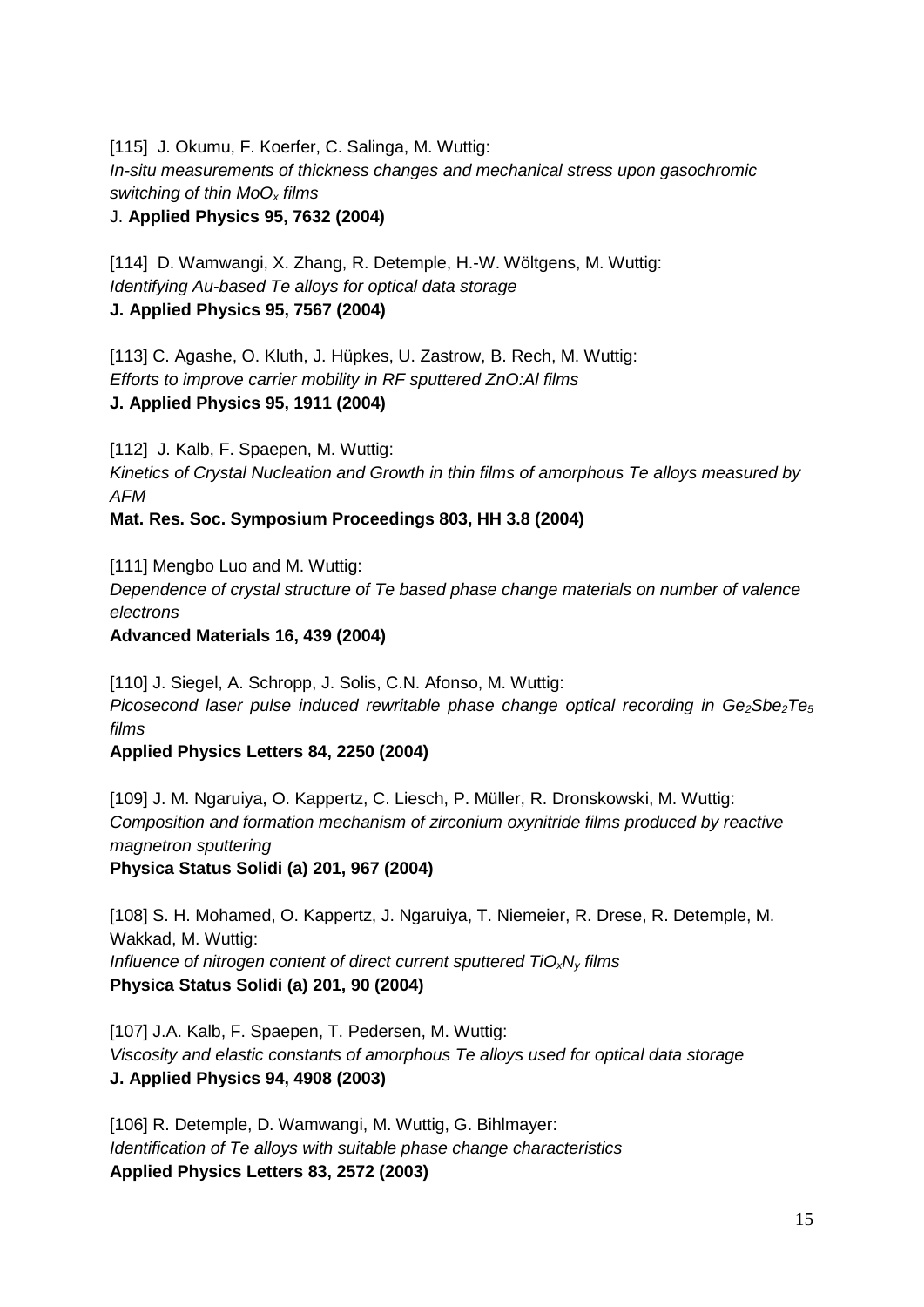[115] J. Okumu, F. Koerfer, C. Salinga, M. Wuttig:
*In-situ measurements of thickness changes and mechanical stress upon gasochromic switching of thin $MoO_x$ films*
J. **Applied Physics 95, 7632 (2004)**

[114] D. Wamwangi, X. Zhang, R. Detemple, H.-W. Wöltgens, M. Wuttig:
*Identifying Au-based Te alloys for optical data storage*
**J. Applied Physics 95, 7567 (2004)**

[113] C. Agashe, O. Kluth, J. Hüpkes, U. Zastrow, B. Rech, M. Wuttig:
*Efforts to improve carrier mobility in RF sputtered ZnO:Al films*
**J. Applied Physics 95, 1911 (2004)**

[112] J. Kalb, F. Spaepen, M. Wuttig:
*Kinetics of Crystal Nucleation and Growth in thin films of amorphous Te alloys measured by AFM*
**Mat. Res. Soc. Symposium Proceedings 803, HH 3.8 (2004)**

[111] Mengbo Luo and M. Wuttig:
*Dependence of crystal structure of Te based phase change materials on number of valence electrons*
**Advanced Materials 16, 439 (2004)**

[110] J. Siegel, A. Schropp, J. Solis, C.N. Afonso, M. Wuttig:
*Picosecond laser pulse induced rewritable phase change optical recording in $Ge_2Sbe_2Te_5$ films*
**Applied Physics Letters 84, 2250 (2004)**

[109] J. M. Ngaruiya, O. Kappertz, C. Liesch, P. Müller, R. Dronskowski, M. Wuttig:
*Composition and formation mechanism of zirconium oxynitride films produced by reactive magnetron sputtering*
**Physica Status Solidi (a) 201, 967 (2004)**

[108] S. H. Mohamed, O. Kappertz, J. Ngaruiya, T. Niemeier, R. Drese, R. Detemple, M. Wakkad, M. Wuttig:
*Influence of nitrogen content of direct current sputtered $TiO_xN_y$ films*
**Physica Status Solidi (a) 201, 90 (2004)**

[107] J.A. Kalb, F. Spaepen, T. Pedersen, M. Wuttig:
*Viscosity and elastic constants of amorphous Te alloys used for optical data storage*
**J. Applied Physics 94, 4908 (2003)**

[106] R. Detemple, D. Wamwangi, M. Wuttig, G. Bihlmayer:
*Identification of Te alloys with suitable phase change characteristics*
**Applied Physics Letters 83, 2572 (2003)**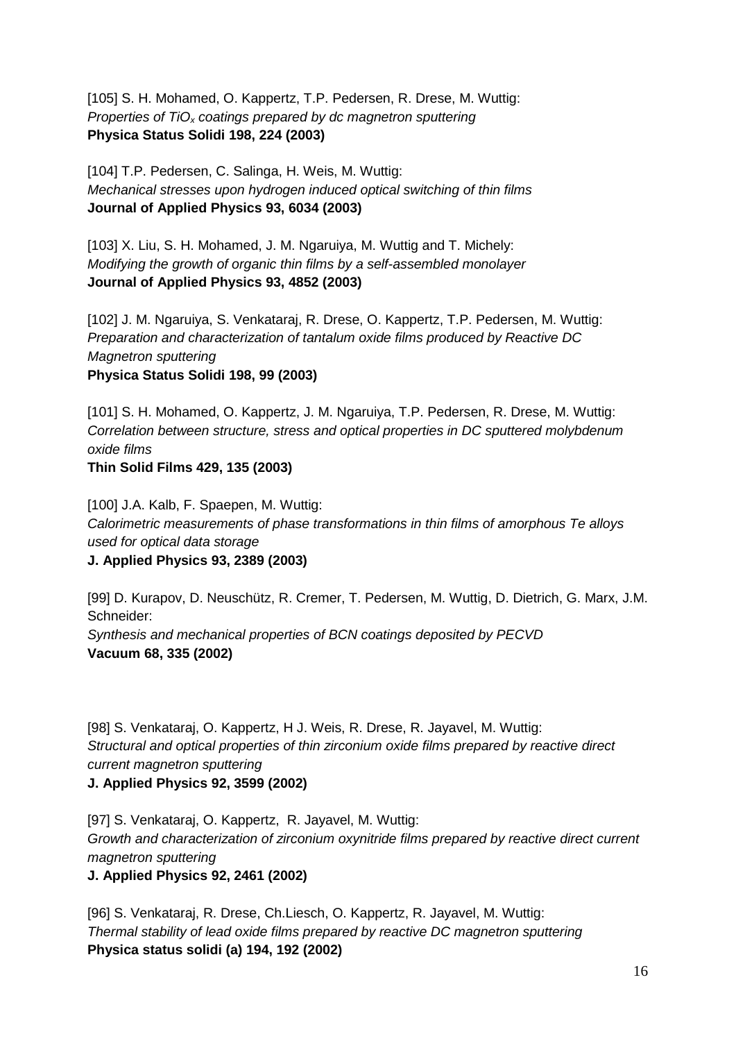[105] S. H. Mohamed, O. Kappertz, T.P. Pedersen, R. Drese, M. Wuttig:
*Properties of $TiO_x$ coatings prepared by dc magnetron sputtering*
**Physica Status Solidi 198, 224 (2003)**

[104] T.P. Pedersen, C. Salinga, H. Weis, M. Wuttig:
*Mechanical stresses upon hydrogen induced optical switching of thin films*
**Journal of Applied Physics 93, 6034 (2003)**

[103] X. Liu, S. H. Mohamed, J. M. Ngaruiya, M. Wuttig and T. Michely:
*Modifying the growth of organic thin films by a self-assembled monolayer*
**Journal of Applied Physics 93, 4852 (2003)**

[102] J. M. Ngaruiya, S. Venkataraj, R. Drese, O. Kappertz, T.P. Pedersen, M. Wuttig:
*Preparation and characterization of tantalum oxide films produced by Reactive DC Magnetron sputtering*
**Physica Status Solidi 198, 99 (2003)**

[101] S. H. Mohamed, O. Kappertz, J. M. Ngaruiya, T.P. Pedersen, R. Drese, M. Wuttig:
*Correlation between structure, stress and optical properties in DC sputtered molybdenum oxide films*
**Thin Solid Films 429, 135 (2003)**

[100] J.A. Kalb, F. Spaepen, M. Wuttig:
*Calorimetric measurements of phase transformations in thin films of amorphous Te alloys used for optical data storage*
**J. Applied Physics 93, 2389 (2003)**

[99] D. Kurapov, D. Neuschütz, R. Cremer, T. Pedersen, M. Wuttig, D. Dietrich, G. Marx, J.M. Schneider:
*Synthesis and mechanical properties of BCN coatings deposited by PECVD*
**Vacuum 68, 335 (2002)**

[98] S. Venkataraj, O. Kappertz, H J. Weis, R. Drese, R. Jayavel, M. Wuttig:
*Structural and optical properties of thin zirconium oxide films prepared by reactive direct current magnetron sputtering*
**J. Applied Physics 92, 3599 (2002)**

[97] S. Venkataraj, O. Kappertz, R. Jayavel, M. Wuttig:
*Growth and characterization of zirconium oxynitride films prepared by reactive direct current magnetron sputtering*
**J. Applied Physics 92, 2461 (2002)**

[96] S. Venkataraj, R. Drese, Ch.Liesch, O. Kappertz, R. Jayavel, M. Wuttig:
*Thermal stability of lead oxide films prepared by reactive DC magnetron sputtering*
**Physica status solidi (a) 194, 192 (2002)**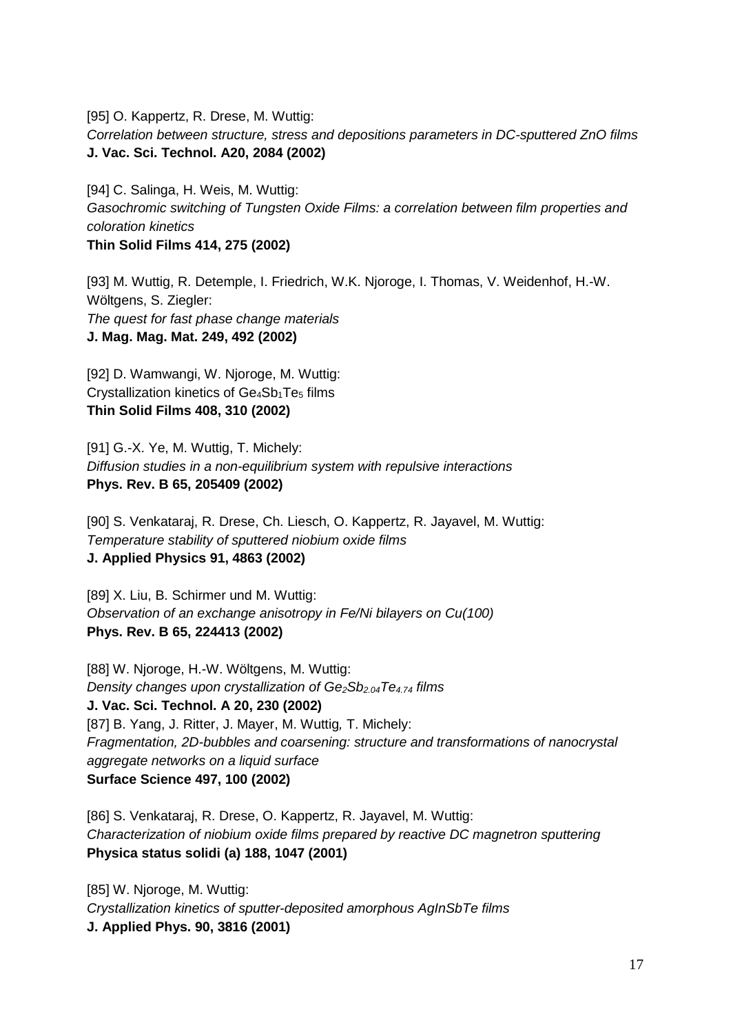[95] O. Kappertz, R. Drese, M. Wuttig:
*Correlation between structure, stress and depositions parameters in DC-sputtered ZnO films*
**J. Vac. Sci. Technol. A20, 2084 (2002)**

[94] C. Salinga, H. Weis, M. Wuttig:
*Gasochromic switching of Tungsten Oxide Films: a correlation between film properties and coloration kinetics*
**Thin Solid Films 414, 275 (2002)**

[93] M. Wuttig, R. Detemple, I. Friedrich, W.K. Njoroge, I. Thomas, V. Weidenhof, H.-W. Wöltgens, S. Ziegler:
*The quest for fast phase change materials*
**J. Mag. Mag. Mat. 249, 492 (2002)**

[92] D. Wamwangi, W. Njoroge, M. Wuttig:
Crystallization kinetics of $Ge_4Sb_1Te_5$ films
**Thin Solid Films 408, 310 (2002)**

[91] G.-X. Ye, M. Wuttig, T. Michely:
*Diffusion studies in a non-equilibrium system with repulsive interactions*
**Phys. Rev. B 65, 205409 (2002)**

[90] S. Venkataraj, R. Drese, Ch. Liesch, O. Kappertz, R. Jayavel, M. Wuttig:
*Temperature stability of sputtered niobium oxide films*
**J. Applied Physics 91, 4863 (2002)**

[89] X. Liu, B. Schirmer und M. Wuttig:
*Observation of an exchange anisotropy in Fe/Ni bilayers on Cu(100)*
**Phys. Rev. B 65, 224413 (2002)**

[88] W. Njoroge, H.-W. Wöltgens, M. Wuttig:
*Density changes upon crystallization of $Ge_2Sb_{2.04}Te_{4.74}$ films*
**J. Vac. Sci. Technol. A 20, 230 (2002)**

[87] B. Yang, J. Ritter, J. Mayer, M. Wuttig, T. Michely:
*Fragmentation, 2D-bubbles and coarsening: structure and transformations of nanocrystal aggregate networks on a liquid surface*
**Surface Science 497, 100 (2002)**

[86] S. Venkataraj, R. Drese, O. Kappertz, R. Jayavel, M. Wuttig:
*Characterization of niobium oxide films prepared by reactive DC magnetron sputtering*
**Physica status solidi (a) 188, 1047 (2001)**

[85] W. Njoroge, M. Wuttig:
*Crystallization kinetics of sputter-deposited amorphous AgInSbTe films*
**J. Applied Phys. 90, 3816 (2001)**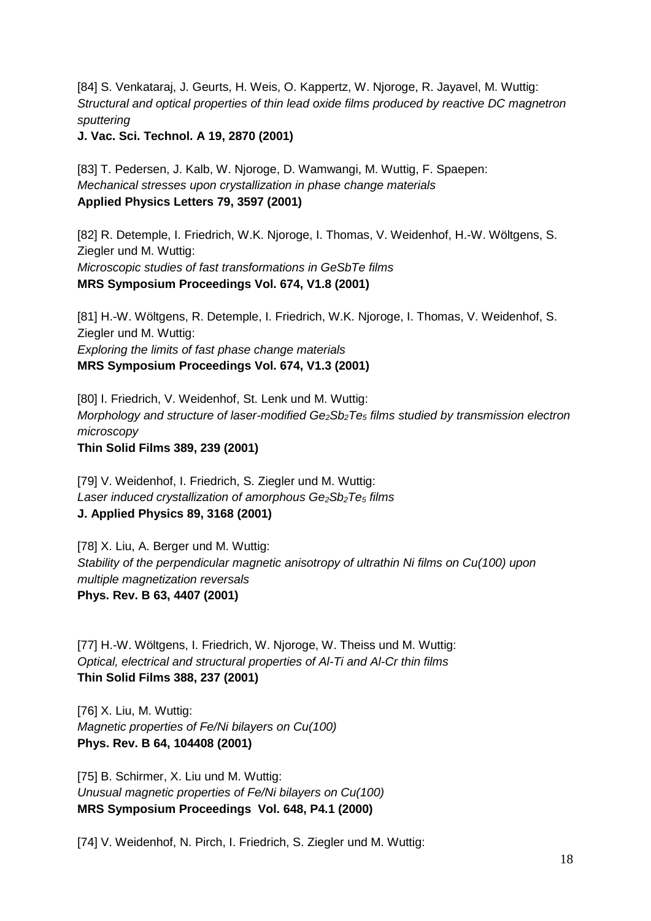[84] S. Venkataraj, J. Geurts, H. Weis, O. Kappertz, W. Njoroge, R. Jayavel, M. Wuttig:
*Structural and optical properties of thin lead oxide films produced by reactive DC magnetron sputtering*
**J. Vac. Sci. Technol. A 19, 2870 (2001)**

[83] T. Pedersen, J. Kalb, W. Njoroge, D. Wamwangi, M. Wuttig, F. Spaepen:
*Mechanical stresses upon crystallization in phase change materials*
**Applied Physics Letters 79, 3597 (2001)**

[82] R. Detemple, I. Friedrich, W.K. Njoroge, I. Thomas, V. Weidenhof, H.-W. Wöltgens, S. Ziegler und M. Wuttig:
*Microscopic studies of fast transformations in GeSbTe films*
**MRS Symposium Proceedings Vol. 674, V1.8 (2001)**

[81] H.-W. Wöltgens, R. Detemple, I. Friedrich, W.K. Njoroge, I. Thomas, V. Weidenhof, S. Ziegler und M. Wuttig:
*Exploring the limits of fast phase change materials*
**MRS Symposium Proceedings Vol. 674, V1.3 (2001)**

[80] I. Friedrich, V. Weidenhof, St. Lenk und M. Wuttig:
*Morphology and structure of laser-modified $Ge_2Sb_2Te_5$ films studied by transmission electron microscopy*
**Thin Solid Films 389, 239 (2001)**

[79] V. Weidenhof, I. Friedrich, S. Ziegler und M. Wuttig:
*Laser induced crystallization of amorphous $Ge_2Sb_2Te_5$ films*
**J. Applied Physics 89, 3168 (2001)**

[78] X. Liu, A. Berger und M. Wuttig:
*Stability of the perpendicular magnetic anisotropy of ultrathin Ni films on Cu(100) upon multiple magnetization reversals*
**Phys. Rev. B 63, 4407 (2001)**

[77] H.-W. Wöltgens, I. Friedrich, W. Njoroge, W. Theiss und M. Wuttig:
*Optical, electrical and structural properties of Al-Ti and Al-Cr thin films*
**Thin Solid Films 388, 237 (2001)**

[76] X. Liu, M. Wuttig:
*Magnetic properties of Fe/Ni bilayers on Cu(100)*
**Phys. Rev. B 64, 104408 (2001)**

[75] B. Schirmer, X. Liu und M. Wuttig:
*Unusual magnetic properties of Fe/Ni bilayers on Cu(100)*
**MRS Symposium Proceedings Vol. 648, P4.1 (2000)**

[74] V. Weidenhof, N. Pirch, I. Friedrich, S. Ziegler und M. Wuttig: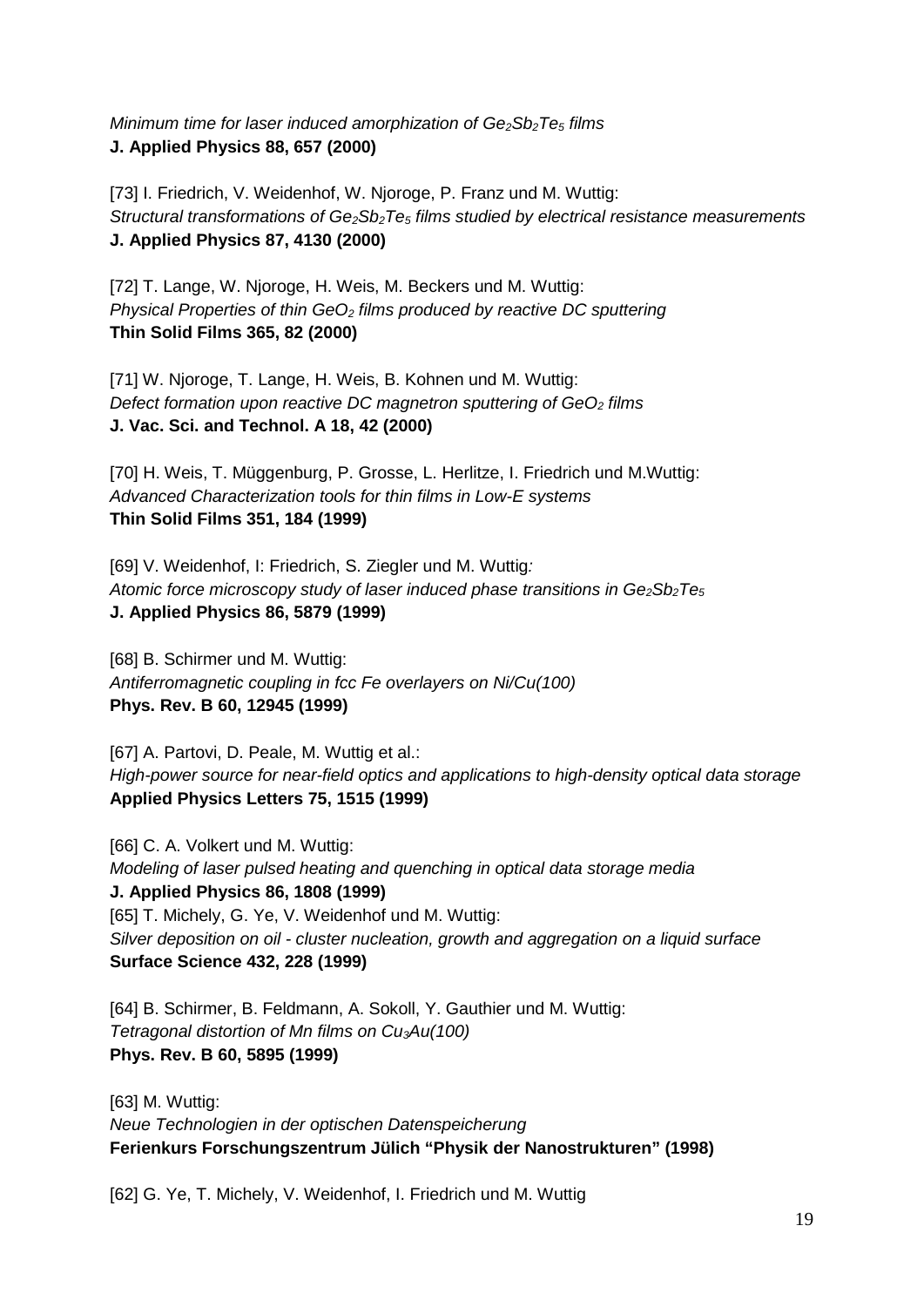*Minimum time for laser induced amorphization of $Ge_2Sb_2Te_5$ films*
**J. Applied Physics 88, 657 (2000)**

[73] I. Friedrich, V. Weidenhof, W. Njoroge, P. Franz und M. Wuttig:
*Structural transformations of $Ge_2Sb_2Te_5$ films studied by electrical resistance measurements*
**J. Applied Physics 87, 4130 (2000)**

[72] T. Lange, W. Njoroge, H. Weis, M. Beckers und M. Wuttig:
*Physical Properties of thin $GeO_2$ films produced by reactive DC sputtering*
**Thin Solid Films 365, 82 (2000)**

[71] W. Njoroge, T. Lange, H. Weis, B. Kohnen und M. Wuttig:
*Defect formation upon reactive DC magnetron sputtering of $GeO_2$ films*
**J. Vac. Sci. and Technol. A 18, 42 (2000)**

[70] H. Weis, T. Müggenburg, P. Grosse, L. Herlitze, I. Friedrich und M.Wuttig:
*Advanced Characterization tools for thin films in Low-E systems*
**Thin Solid Films 351, 184 (1999)**

[69] V. Weidenhof, I: Friedrich, S. Ziegler und M. Wuttig:
*Atomic force microscopy study of laser induced phase transitions in $Ge_2Sb_2Te_5$*
**J. Applied Physics 86, 5879 (1999)**

[68] B. Schirmer und M. Wuttig:
*Antiferromagnetic coupling in fcc Fe overlayers on Ni/Cu(100)*
**Phys. Rev. B 60, 12945 (1999)**

[67] A. Partovi, D. Peale, M. Wuttig et al.:
*High-power source for near-field optics and applications to high-density optical data storage*
**Applied Physics Letters 75, 1515 (1999)**

[66] C. A. Volkert und M. Wuttig:
*Modeling of laser pulsed heating and quenching in optical data storage media*
**J. Applied Physics 86, 1808 (1999)**
[65] T. Michely, G. Ye, V. Weidenhof und M. Wuttig:
*Silver deposition on oil - cluster nucleation, growth and aggregation on a liquid surface*
**Surface Science 432, 228 (1999)**

[64] B. Schirmer, B. Feldmann, A. Sokoll, Y. Gauthier und M. Wuttig:
*Tetragonal distortion of Mn films on $Cu_3Au(100)$*
**Phys. Rev. B 60, 5895 (1999)**

[63] M. Wuttig:
*Neue Technologien in der optischen Datenspeicherung*
**Ferienkurs Forschungszentrum Jülich "Physik der Nanostrukturen" (1998)**

[62] G. Ye, T. Michely, V. Weidenhof, I. Friedrich und M. Wuttig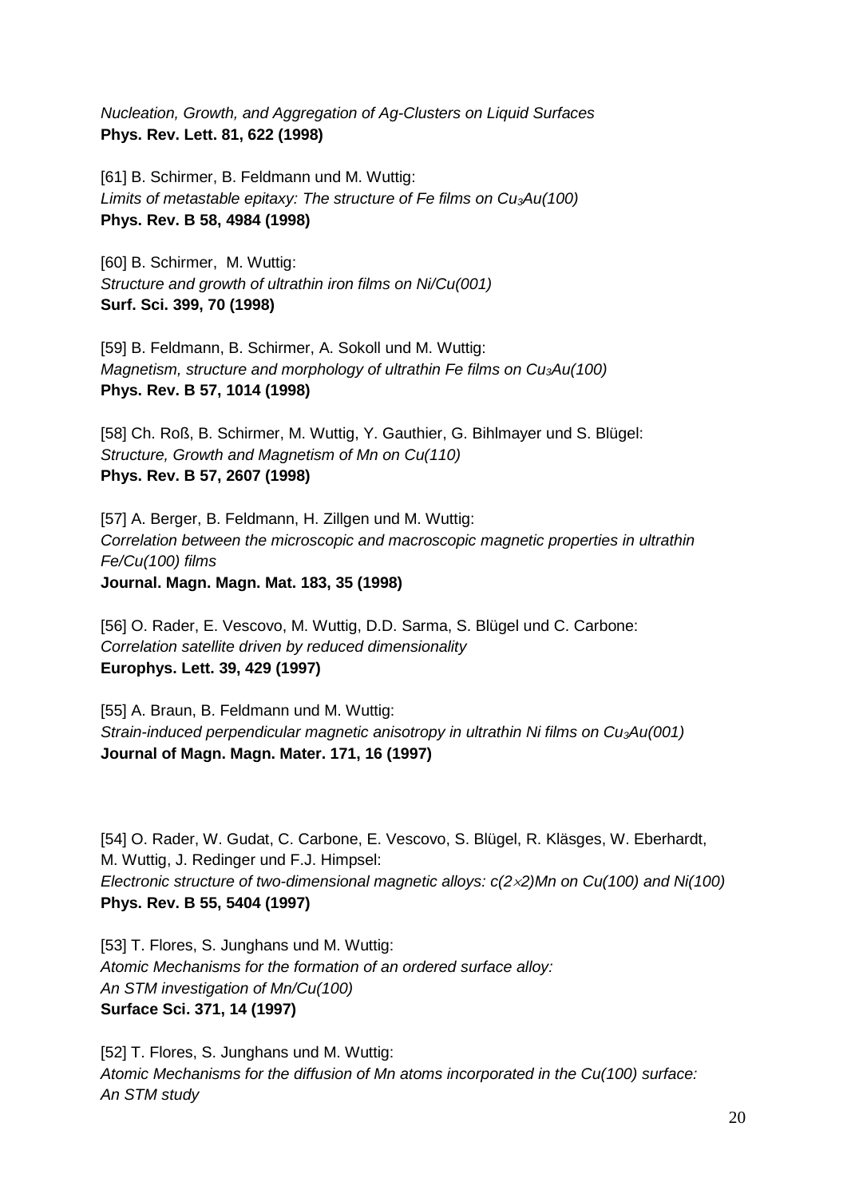*Nucleation, Growth, and Aggregation of Ag-Clusters on Liquid Surfaces*
**Phys. Rev. Lett. 81, 622 (1998)**

[61] B. Schirmer, B. Feldmann und M. Wuttig:
*Limits of metastable epitaxy: The structure of Fe films on $Cu_3Au(100)$*
**Phys. Rev. B 58, 4984 (1998)**

[60] B. Schirmer, M. Wuttig:
*Structure and growth of ultrathin iron films on Ni/Cu(001)*
**Surf. Sci. 399, 70 (1998)**

[59] B. Feldmann, B. Schirmer, A. Sokoll und M. Wuttig:
*Magnetism, structure and morphology of ultrathin Fe films on $Cu_3Au(100)$*
**Phys. Rev. B 57, 1014 (1998)**

[58] Ch. Roß, B. Schirmer, M. Wuttig, Y. Gauthier, G. Bihlmayer und S. Blügel:
*Structure, Growth and Magnetism of Mn on Cu(110)*
**Phys. Rev. B 57, 2607 (1998)**

[57] A. Berger, B. Feldmann, H. Zillgen und M. Wuttig:
*Correlation between the microscopic and macroscopic magnetic properties in ultrathin Fe/Cu(100) films*
**Journal. Magn. Magn. Mat. 183, 35 (1998)**

[56] O. Rader, E. Vescovo, M. Wuttig, D.D. Sarma, S. Blügel und C. Carbone:
*Correlation satellite driven by reduced dimensionality*
**Europhys. Lett. 39, 429 (1997)**

[55] A. Braun, B. Feldmann und M. Wuttig:
*Strain-induced perpendicular magnetic anisotropy in ultrathin Ni films on $Cu_3Au(001)$*
**Journal of Magn. Magn. Mater. 171, 16 (1997)**

[54] O. Rader, W. Gudat, C. Carbone, E. Vescovo, S. Blügel, R. Kläsges, W. Eberhardt, M. Wuttig, J. Redinger und F.J. Himpsel:
*Electronic structure of two-dimensional magnetic alloys: $c(2\times2)$Mn on Cu(100) and Ni(100)*
**Phys. Rev. B 55, 5404 (1997)**

[53] T. Flores, S. Junghans und M. Wuttig:
*Atomic Mechanisms for the formation of an ordered surface alloy: An STM investigation of Mn/Cu(100)*
**Surface Sci. 371, 14 (1997)**

[52] T. Flores, S. Junghans und M. Wuttig:
*Atomic Mechanisms for the diffusion of Mn atoms incorporated in the Cu(100) surface: An STM study*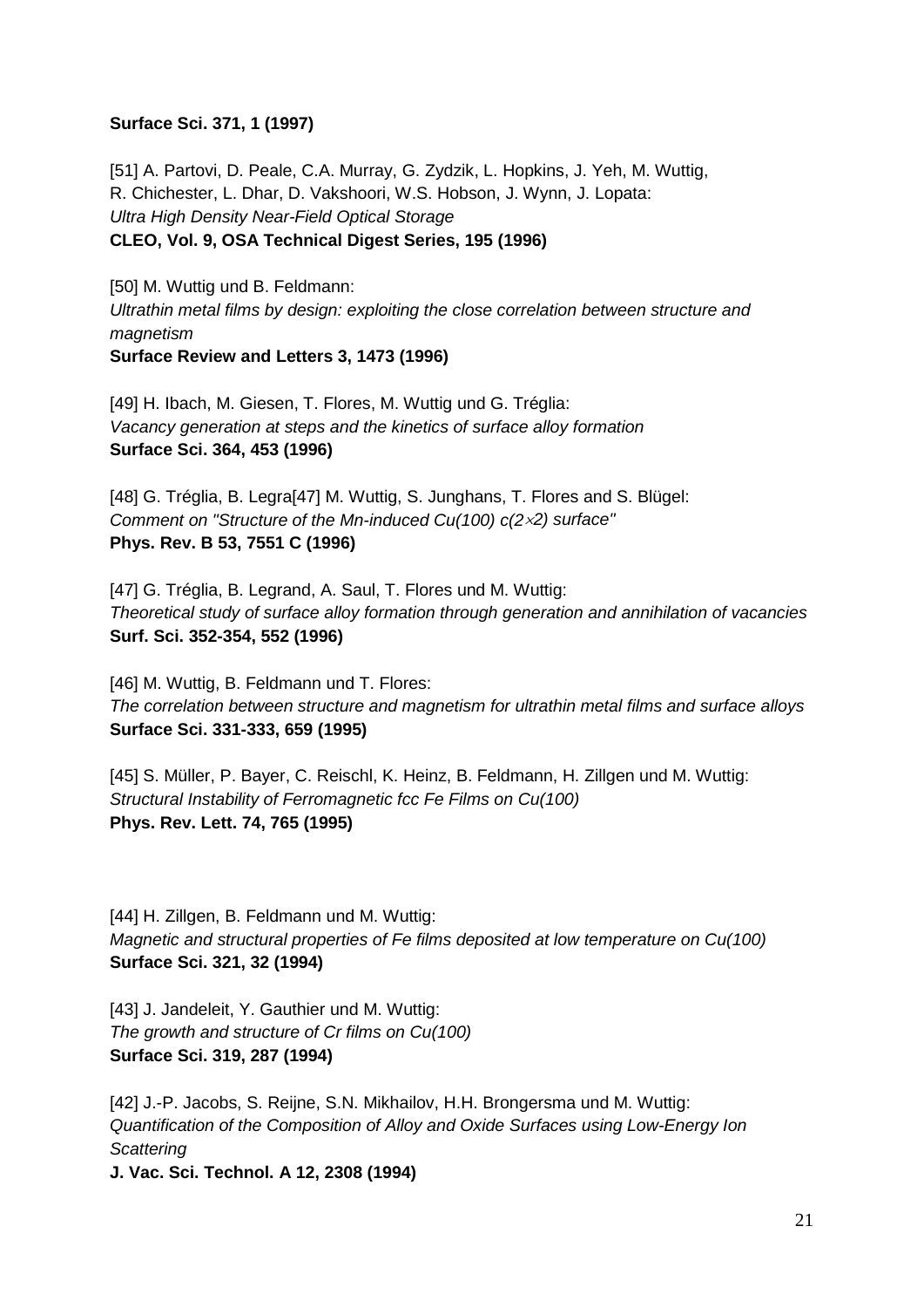**Surface Sci. 371, 1 (1997)**

[51] A. Partovi, D. Peale, C.A. Murray, G. Zydzik, L. Hopkins, J. Yeh, M. Wuttig, R. Chichester, L. Dhar, D. Vakshoori, W.S. Hobson, J. Wynn, J. Lopata:
*Ultra High Density Near-Field Optical Storage*
**CLEO, Vol. 9, OSA Technical Digest Series, 195 (1996)**

[50] M. Wuttig und B. Feldmann:
*Ultrathin metal films by design: exploiting the close correlation between structure and magnetism*
**Surface Review and Letters 3, 1473 (1996)**

[49] H. Ibach, M. Giesen, T. Flores, M. Wuttig und G. Tréglia:
*Vacancy generation at steps and the kinetics of surface alloy formation*
**Surface Sci. 364, 453 (1996)**

[48] G. Tréglia, B. Legra[47] M. Wuttig, S. Junghans, T. Flores and S. Blügel:
*Comment on "Structure of the Mn-induced Cu(100) c(2×2) surface"*
**Phys. Rev. B 53, 7551 C (1996)**

[47] G. Tréglia, B. Legrand, A. Saul, T. Flores und M. Wuttig:
*Theoretical study of surface alloy formation through generation and annihilation of vacancies*
**Surf. Sci. 352-354, 552 (1996)**

[46] M. Wuttig, B. Feldmann und T. Flores:
*The correlation between structure and magnetism for ultrathin metal films and surface alloys*
**Surface Sci. 331-333, 659 (1995)**

[45] S. Müller, P. Bayer, C. Reischl, K. Heinz, B. Feldmann, H. Zillgen und M. Wuttig:
*Structural Instability of Ferromagnetic fcc Fe Films on Cu(100)*
**Phys. Rev. Lett. 74, 765 (1995)**

[44] H. Zillgen, B. Feldmann und M. Wuttig:
*Magnetic and structural properties of Fe films deposited at low temperature on Cu(100)*
**Surface Sci. 321, 32 (1994)**

[43] J. Jandeleit, Y. Gauthier und M. Wuttig:
*The growth and structure of Cr films on Cu(100)*
**Surface Sci. 319, 287 (1994)**

[42] J.-P. Jacobs, S. Reijne, S.N. Mikhailov, H.H. Brongersma und M. Wuttig:
*Quantification of the Composition of Alloy and Oxide Surfaces using Low-Energy Ion Scattering*
**J. Vac. Sci. Technol. A 12, 2308 (1994)**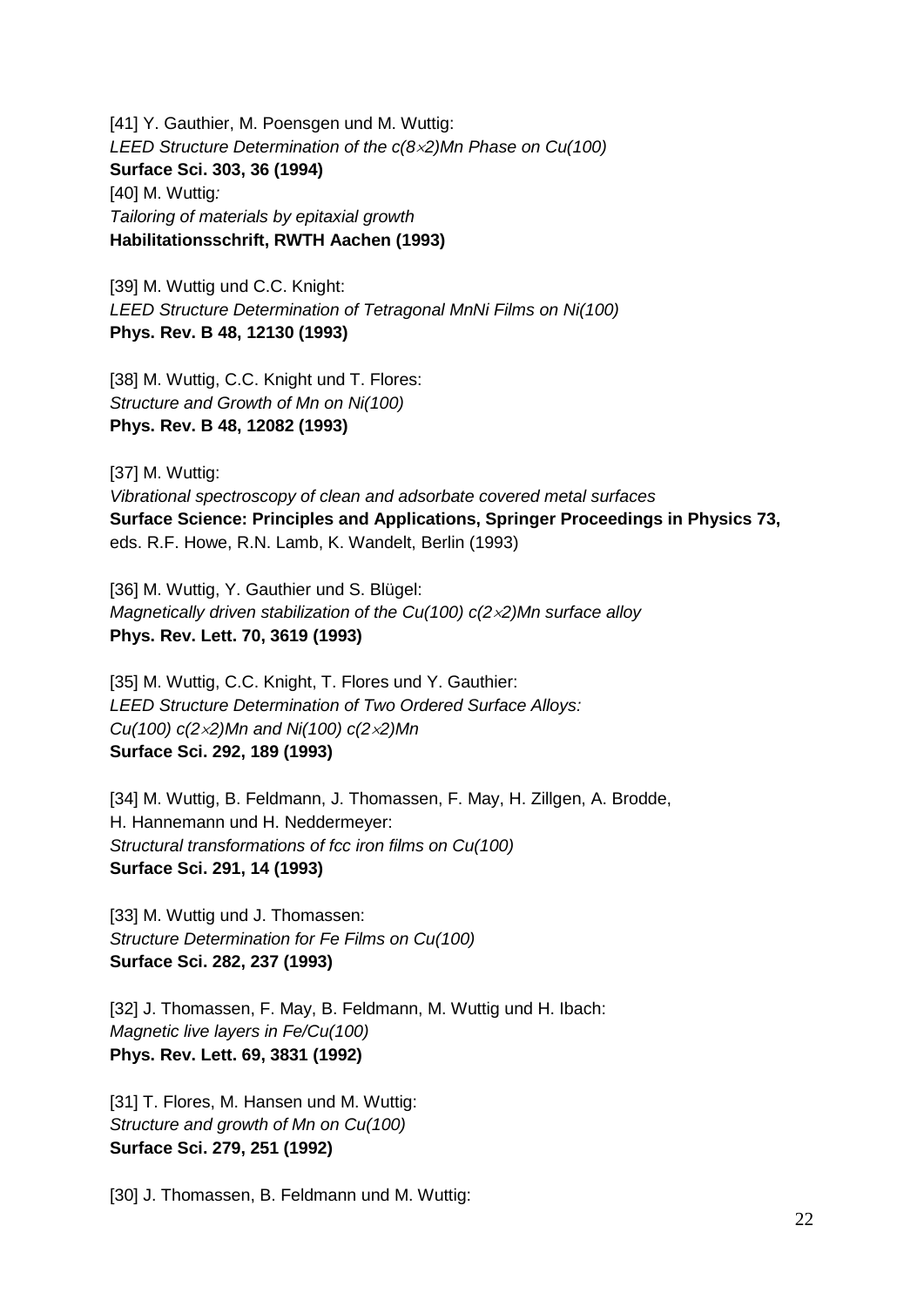[41] Y. Gauthier, M. Poensgen und M. Wuttig:
*LEED Structure Determination of the c(8×2)Mn Phase on Cu(100)*
**Surface Sci. 303, 36 (1994)**
[40] M. Wuttig:
*Tailoring of materials by epitaxial growth*
**Habilitationsschrift, RWTH Aachen (1993)**

[39] M. Wuttig und C.C. Knight:
*LEED Structure Determination of Tetragonal MnNi Films on Ni(100)*
**Phys. Rev. B 48, 12130 (1993)**

[38] M. Wuttig, C.C. Knight und T. Flores:
*Structure and Growth of Mn on Ni(100)*
**Phys. Rev. B 48, 12082 (1993)**

[37] M. Wuttig:
*Vibrational spectroscopy of clean and adsorbate covered metal surfaces*
**Surface Science: Principles and Applications, Springer Proceedings in Physics 73,**
eds. R.F. Howe, R.N. Lamb, K. Wandelt, Berlin (1993)

[36] M. Wuttig, Y. Gauthier und S. Blügel:
*Magnetically driven stabilization of the Cu(100) c(2×2)Mn surface alloy*
**Phys. Rev. Lett. 70, 3619 (1993)**

[35] M. Wuttig, C.C. Knight, T. Flores und Y. Gauthier:
*LEED Structure Determination of Two Ordered Surface Alloys:*
*Cu(100) c(2×2)Mn and Ni(100) c(2×2)Mn*
**Surface Sci. 292, 189 (1993)**

[34] M. Wuttig, B. Feldmann, J. Thomassen, F. May, H. Zillgen, A. Brodde,
H. Hannemann und H. Neddermeyer:
*Structural transformations of fcc iron films on Cu(100)*
**Surface Sci. 291, 14 (1993)**

[33] M. Wuttig und J. Thomassen:
*Structure Determination for Fe Films on Cu(100)*
**Surface Sci. 282, 237 (1993)**

[32] J. Thomassen, F. May, B. Feldmann, M. Wuttig und H. Ibach:
*Magnetic live layers in Fe/Cu(100)*
**Phys. Rev. Lett. 69, 3831 (1992)**

[31] T. Flores, M. Hansen und M. Wuttig:
*Structure and growth of Mn on Cu(100)*
**Surface Sci. 279, 251 (1992)**

[30] J. Thomassen, B. Feldmann und M. Wuttig: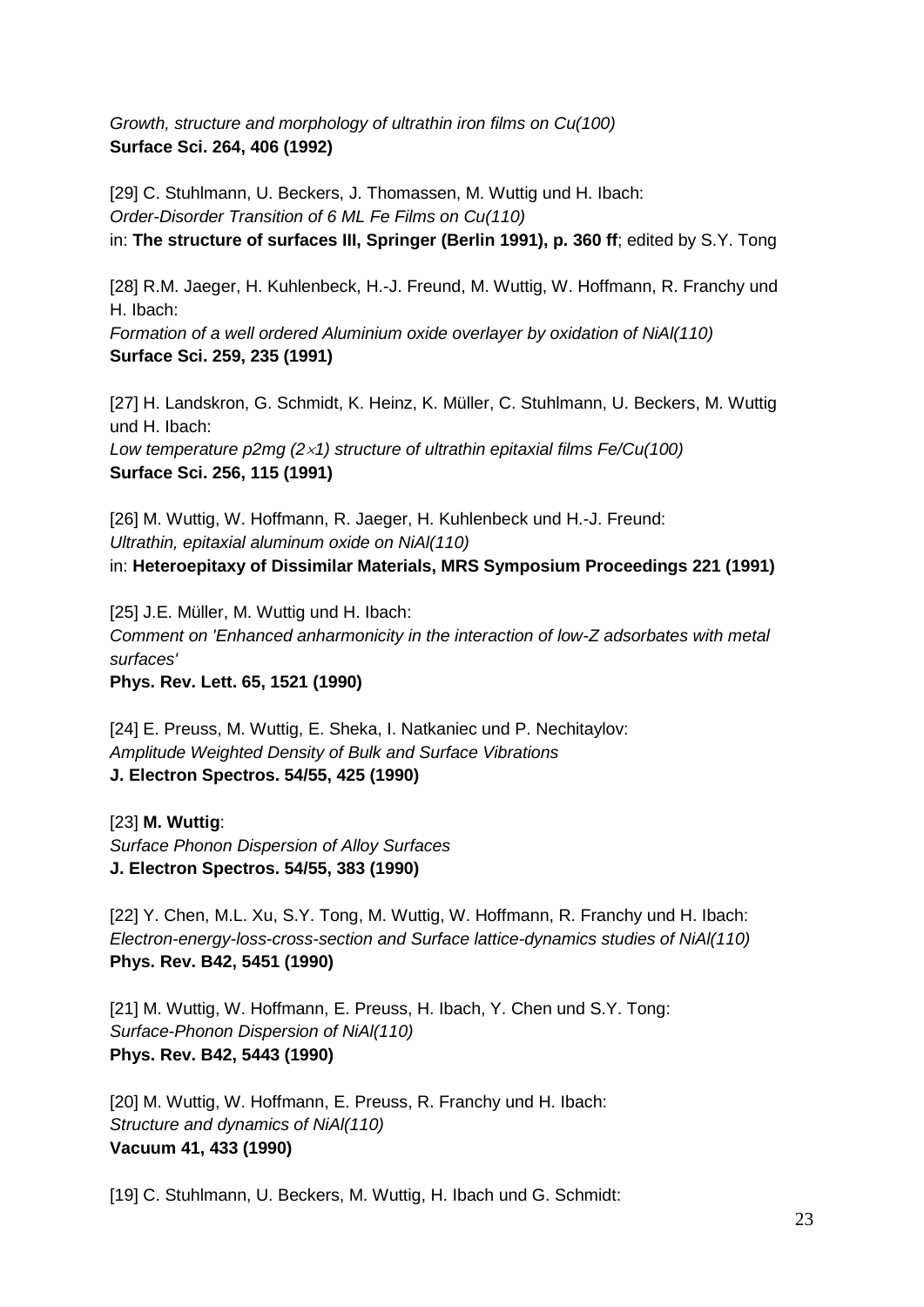*Growth, structure and morphology of ultrathin iron films on Cu(100)*
**Surface Sci. 264, 406 (1992)**

[29] C. Stuhlmann, U. Beckers, J. Thomassen, M. Wuttig und H. Ibach:
*Order-Disorder Transition of 6 ML Fe Films on Cu(110)*
in: **The structure of surfaces III, Springer (Berlin 1991), p. 360 ff**; edited by S.Y. Tong

[28] R.M. Jaeger, H. Kuhlenbeck, H.-J. Freund, M. Wuttig, W. Hoffmann, R. Franchy und H. Ibach:
*Formation of a well ordered Aluminium oxide overlayer by oxidation of NiAl(110)*
**Surface Sci. 259, 235 (1991)**

[27] H. Landskron, G. Schmidt, K. Heinz, K. Müller, C. Stuhlmann, U. Beckers, M. Wuttig und H. Ibach:
*Low temperature p2mg (2×1) structure of ultrathin epitaxial films Fe/Cu(100)*
**Surface Sci. 256, 115 (1991)**

[26] M. Wuttig, W. Hoffmann, R. Jaeger, H. Kuhlenbeck und H.-J. Freund:
*Ultrathin, epitaxial aluminum oxide on NiAl(110)*
in: **Heteroepitaxy of Dissimilar Materials, MRS Symposium Proceedings 221 (1991)**

[25] J.E. Müller, M. Wuttig und H. Ibach:
*Comment on 'Enhanced anharmonicity in the interaction of low-Z adsorbates with metal surfaces'*
**Phys. Rev. Lett. 65, 1521 (1990)**

[24] E. Preuss, M. Wuttig, E. Sheka, I. Natkaniec und P. Nechitaylov:
*Amplitude Weighted Density of Bulk and Surface Vibrations*
**J. Electron Spectros. 54/55, 425 (1990)**

[23] **M. Wuttig**:
*Surface Phonon Dispersion of Alloy Surfaces*
**J. Electron Spectros. 54/55, 383 (1990)**

[22] Y. Chen, M.L. Xu, S.Y. Tong, M. Wuttig, W. Hoffmann, R. Franchy und H. Ibach:
*Electron-energy-loss-cross-section and Surface lattice-dynamics studies of NiAl(110)*
**Phys. Rev. B42, 5451 (1990)**

[21] M. Wuttig, W. Hoffmann, E. Preuss, H. Ibach, Y. Chen und S.Y. Tong:
*Surface-Phonon Dispersion of NiAl(110)*
**Phys. Rev. B42, 5443 (1990)**

[20] M. Wuttig, W. Hoffmann, E. Preuss, R. Franchy und H. Ibach:
*Structure and dynamics of NiAl(110)*
**Vacuum 41, 433 (1990)**

[19] C. Stuhlmann, U. Beckers, M. Wuttig, H. Ibach und G. Schmidt: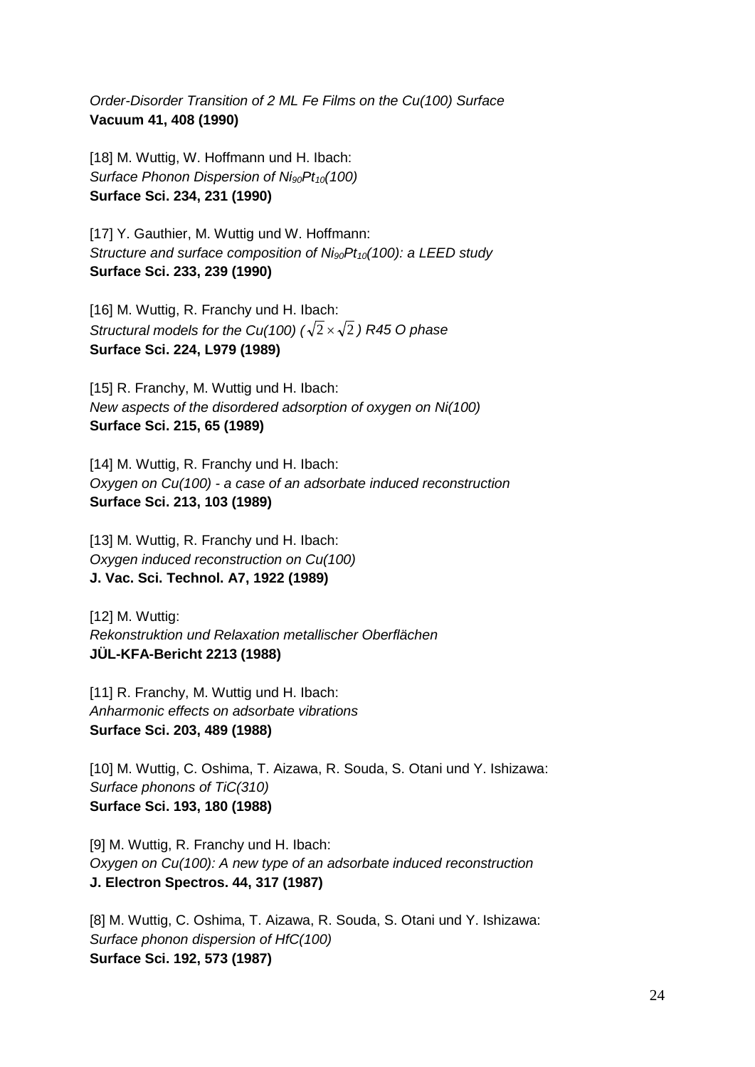*Order-Disorder Transition of 2 ML Fe Films on the Cu(100) Surface*
**Vacuum 41, 408 (1990)**

[18] M. Wuttig, W. Hoffmann und H. Ibach:
*Surface Phonon Dispersion of $Ni_{90}Pt_{10}$(100)*
**Surface Sci. 234, 231 (1990)**

[17] Y. Gauthier, M. Wuttig und W. Hoffmann:
*Structure and surface composition of $Ni_{90}Pt_{10}$(100): a LEED study*
**Surface Sci. 233, 239 (1990)**

[16] M. Wuttig, R. Franchy und H. Ibach:
*Structural models for the Cu(100) ($\sqrt{2} \times \sqrt{2}$) R45 O phase*
**Surface Sci. 224, L979 (1989)**

[15] R. Franchy, M. Wuttig und H. Ibach:
*New aspects of the disordered adsorption of oxygen on Ni(100)*
**Surface Sci. 215, 65 (1989)**

[14] M. Wuttig, R. Franchy und H. Ibach:
*Oxygen on Cu(100) - a case of an adsorbate induced reconstruction*
**Surface Sci. 213, 103 (1989)**

[13] M. Wuttig, R. Franchy und H. Ibach:
*Oxygen induced reconstruction on Cu(100)*
**J. Vac. Sci. Technol. A7, 1922 (1989)**

[12] M. Wuttig:
*Rekonstruktion und Relaxation metallischer Oberflächen*
**JÜL-KFA-Bericht 2213 (1988)**

[11] R. Franchy, M. Wuttig und H. Ibach:
*Anharmonic effects on adsorbate vibrations*
**Surface Sci. 203, 489 (1988)**

[10] M. Wuttig, C. Oshima, T. Aizawa, R. Souda, S. Otani und Y. Ishizawa:
*Surface phonons of TiC(310)*
**Surface Sci. 193, 180 (1988)**

[9] M. Wuttig, R. Franchy und H. Ibach:
*Oxygen on Cu(100): A new type of an adsorbate induced reconstruction*
**J. Electron Spectros. 44, 317 (1987)**

[8] M. Wuttig, C. Oshima, T. Aizawa, R. Souda, S. Otani und Y. Ishizawa:
*Surface phonon dispersion of HfC(100)*
**Surface Sci. 192, 573 (1987)**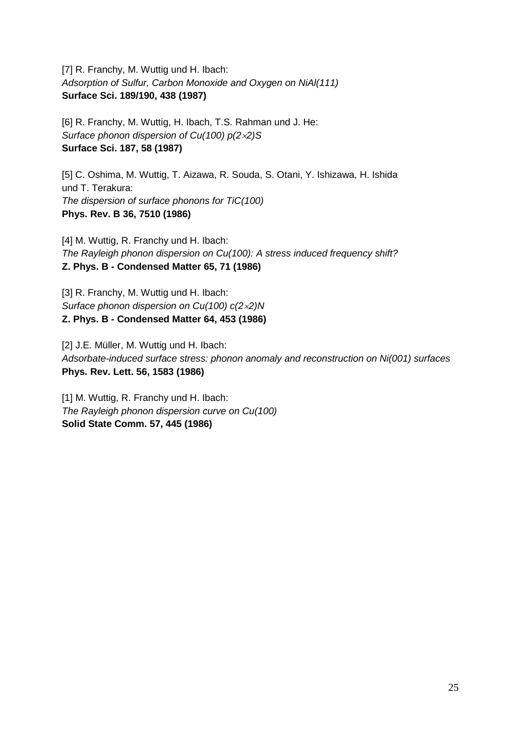[7] R. Franchy, M. Wuttig und H. Ibach:
*Adsorption of Sulfur, Carbon Monoxide and Oxygen on NiAl(111)*
**Surface Sci. 189/190, 438 (1987)**

[6] R. Franchy, M. Wuttig, H. Ibach, T.S. Rahman und J. He:
*Surface phonon dispersion of Cu(100) p(2×2)S*
**Surface Sci. 187, 58 (1987)**

[5] C. Oshima, M. Wuttig, T. Aizawa, R. Souda, S. Otani, Y. Ishizawa, H. Ishida
und T. Terakura:
*The dispersion of surface phonons for TiC(100)*
**Phys. Rev. B 36, 7510 (1986)**

[4] M. Wuttig, R. Franchy und H. Ibach:
*The Rayleigh phonon dispersion on Cu(100): A stress induced frequency shift?*
**Z. Phys. B - Condensed Matter 65, 71 (1986)**

[3] R. Franchy, M. Wuttig und H. Ibach:
*Surface phonon dispersion on Cu(100) c(2×2)N*
**Z. Phys. B - Condensed Matter 64, 453 (1986)**

[2] J.E. Müller, M. Wuttig und H. Ibach:
*Adsorbate-induced surface stress: phonon anomaly and reconstruction on Ni(001) surfaces*
**Phys. Rev. Lett. 56, 1583 (1986)**

[1] M. Wuttig, R. Franchy und H. Ibach:
*The Rayleigh phonon dispersion curve on Cu(100)*
**Solid State Comm. 57, 445 (1986)**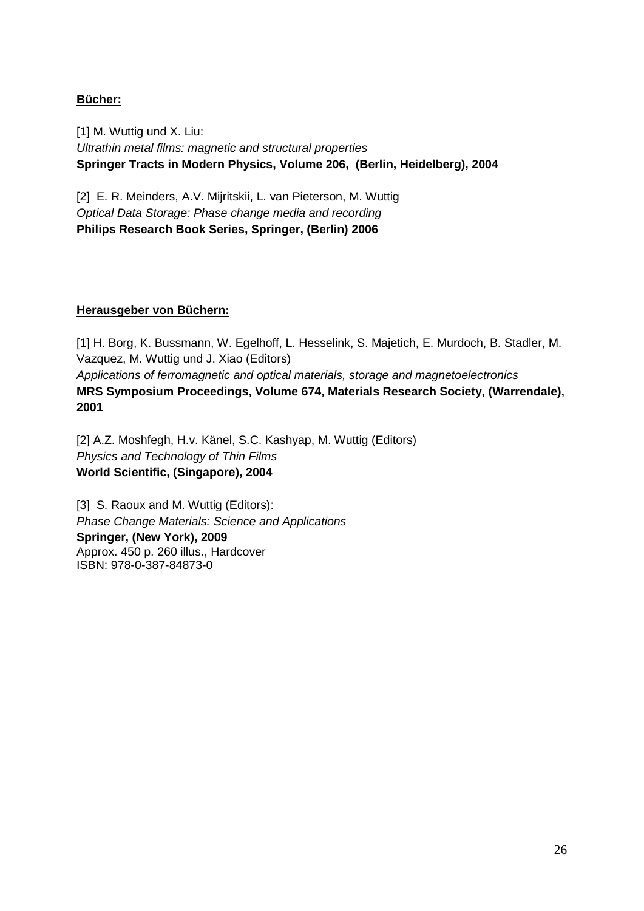**Bücher:**

[1] M. Wuttig und X. Liu:
*Ultrathin metal films: magnetic and structural properties*
**Springer Tracts in Modern Physics, Volume 206, (Berlin, Heidelberg), 2004**

[2] E. R. Meinders, A.V. Mijritskii, L. van Pieterson, M. Wuttig
*Optical Data Storage: Phase change media and recording*
**Philips Research Book Series, Springer, (Berlin) 2006**

**Herausgeber von Büchern:**

[1] H. Borg, K. Bussmann, W. Egelhoff, L. Hesselink, S. Majetich, E. Murdoch, B. Stadler, M. Vazquez, M. Wuttig und J. Xiao (Editors)
*Applications of ferromagnetic and optical materials, storage and magnetoelectronics*
**MRS Symposium Proceedings, Volume 674, Materials Research Society, (Warrendale), 2001**

[2] A.Z. Moshfegh, H.v. Känel, S.C. Kashyap, M. Wuttig (Editors)
*Physics and Technology of Thin Films*
**World Scientific, (Singapore), 2004**

[3] S. Raoux and M. Wuttig (Editors):
*Phase Change Materials: Science and Applications*
**Springer, (New York), 2009**
Approx. 450 p. 260 illus., Hardcover
ISBN: 978-0-387-84873-0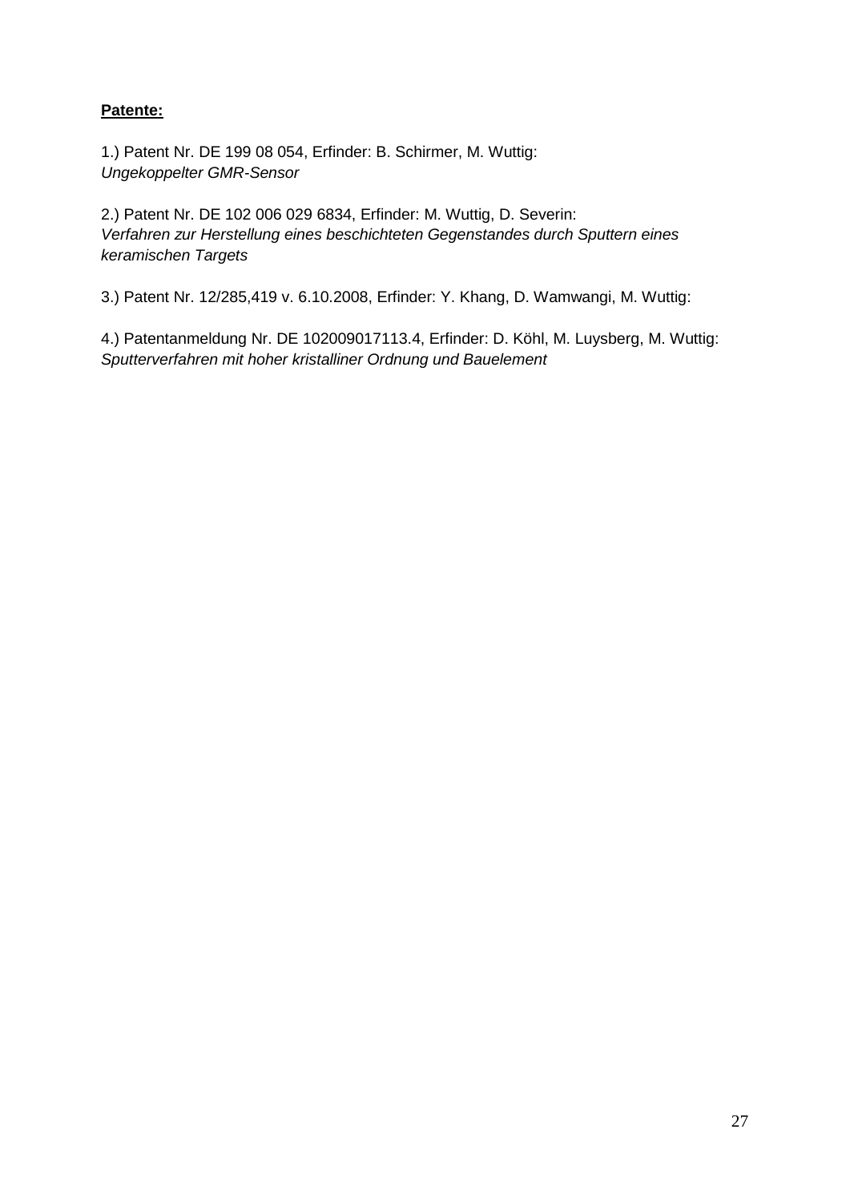**Patente:**

1.) Patent Nr. DE 199 08 054, Erfinder: B. Schirmer, M. Wuttig:
*Ungekoppelter GMR-Sensor*

2.) Patent Nr. DE 102 006 029 6834, Erfinder: M. Wuttig, D. Severin:
*Verfahren zur Herstellung eines beschichteten Gegenstandes durch Sputtern eines keramischen Targets*

3.) Patent Nr. 12/285,419 v. 6.10.2008, Erfinder: Y. Khang, D. Wamwangi, M. Wuttig:

4.) Patentanmeldung Nr. DE 102009017113.4, Erfinder: D. Köhl, M. Luysberg, M. Wuttig:
*Sputterverfahren mit hoher kristalliner Ordnung und Bauelement*